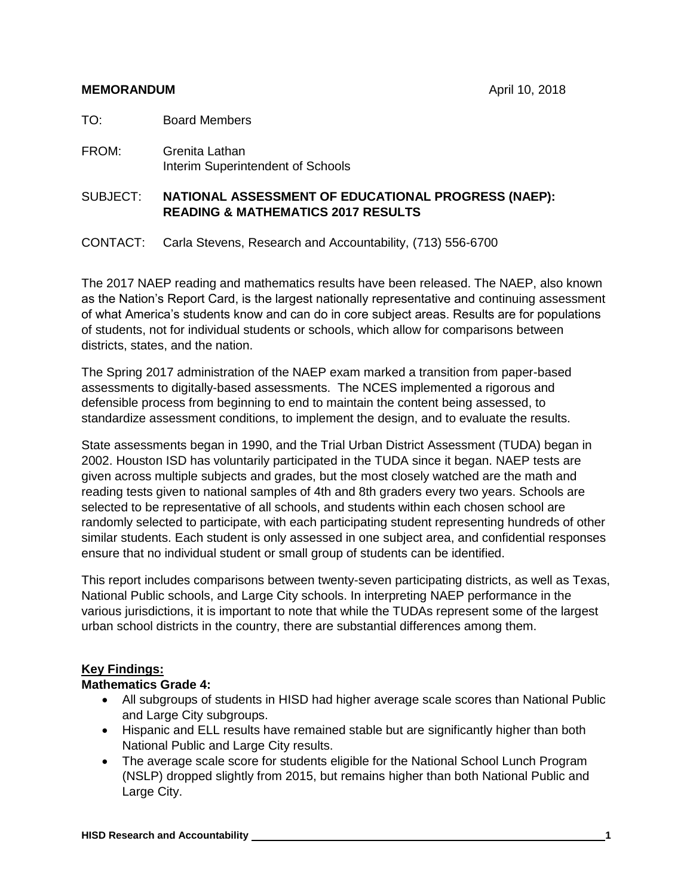**MEMORANDUM** April 10, 2018

TO: Board Members

FROM: Grenita Lathan
Interim Superintendent of Schools

SUBJECT: **NATIONAL ASSESSMENT OF EDUCATIONAL PROGRESS (NAEP): READING & MATHEMATICS 2017 RESULTS**

CONTACT: Carla Stevens, Research and Accountability, (713) 556-6700

The 2017 NAEP reading and mathematics results have been released. The NAEP, also known as the Nation's Report Card, is the largest nationally representative and continuing assessment of what America's students know and can do in core subject areas. Results are for populations of students, not for individual students or schools, which allow for comparisons between districts, states, and the nation.

The Spring 2017 administration of the NAEP exam marked a transition from paper-based assessments to digitally-based assessments. The NCES implemented a rigorous and defensible process from beginning to end to maintain the content being assessed, to standardize assessment conditions, to implement the design, and to evaluate the results.

State assessments began in 1990, and the Trial Urban District Assessment (TUDA) began in 2002. Houston ISD has voluntarily participated in the TUDA since it began. NAEP tests are given across multiple subjects and grades, but the most closely watched are the math and reading tests given to national samples of 4th and 8th graders every two years. Schools are selected to be representative of all schools, and students within each chosen school are randomly selected to participate, with each participating student representing hundreds of other similar students. Each student is only assessed in one subject area, and confidential responses ensure that no individual student or small group of students can be identified.

This report includes comparisons between twenty-seven participating districts, as well as Texas, National Public schools, and Large City schools. In interpreting NAEP performance in the various jurisdictions, it is important to note that while the TUDAs represent some of the largest urban school districts in the country, there are substantial differences among them.

## Key Findings:

### Mathematics Grade 4:

- All subgroups of students in HISD had higher average scale scores than National Public and Large City subgroups.
- Hispanic and ELL results have remained stable but are significantly higher than both National Public and Large City results.
- The average scale score for students eligible for the National School Lunch Program (NSLP) dropped slightly from 2015, but remains higher than both National Public and Large City.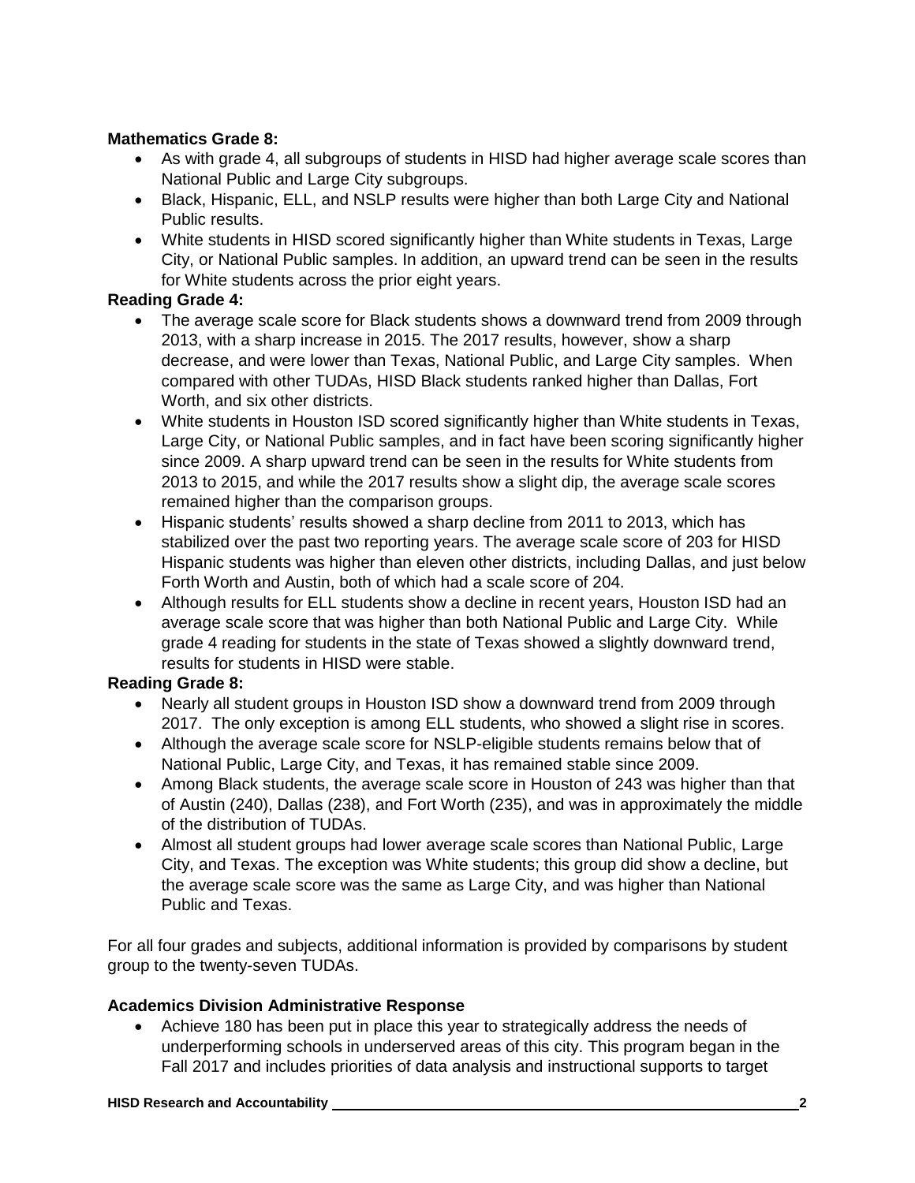**Mathematics Grade 8:**

- As with grade 4, all subgroups of students in HISD had higher average scale scores than National Public and Large City subgroups.
- Black, Hispanic, ELL, and NSLP results were higher than both Large City and National Public results.
- White students in HISD scored significantly higher than White students in Texas, Large City, or National Public samples. In addition, an upward trend can be seen in the results for White students across the prior eight years.

**Reading Grade 4:**

- The average scale score for Black students shows a downward trend from 2009 through 2013, with a sharp increase in 2015. The 2017 results, however, show a sharp decrease, and were lower than Texas, National Public, and Large City samples. When compared with other TUDAs, HISD Black students ranked higher than Dallas, Fort Worth, and six other districts.
- White students in Houston ISD scored significantly higher than White students in Texas, Large City, or National Public samples, and in fact have been scoring significantly higher since 2009. A sharp upward trend can be seen in the results for White students from 2013 to 2015, and while the 2017 results show a slight dip, the average scale scores remained higher than the comparison groups.
- Hispanic students' results showed a sharp decline from 2011 to 2013, which has stabilized over the past two reporting years. The average scale score of 203 for HISD Hispanic students was higher than eleven other districts, including Dallas, and just below Forth Worth and Austin, both of which had a scale score of 204.
- Although results for ELL students show a decline in recent years, Houston ISD had an average scale score that was higher than both National Public and Large City. While grade 4 reading for students in the state of Texas showed a slightly downward trend, results for students in HISD were stable.

**Reading Grade 8:**

- Nearly all student groups in Houston ISD show a downward trend from 2009 through 2017. The only exception is among ELL students, who showed a slight rise in scores.
- Although the average scale score for NSLP-eligible students remains below that of National Public, Large City, and Texas, it has remained stable since 2009.
- Among Black students, the average scale score in Houston of 243 was higher than that of Austin (240), Dallas (238), and Fort Worth (235), and was in approximately the middle of the distribution of TUDAs.
- Almost all student groups had lower average scale scores than National Public, Large City, and Texas. The exception was White students; this group did show a decline, but the average scale score was the same as Large City, and was higher than National Public and Texas.

For all four grades and subjects, additional information is provided by comparisons by student group to the twenty-seven TUDAs.

**Academics Division Administrative Response**

- Achieve 180 has been put in place this year to strategically address the needs of underperforming schools in underserved areas of this city. This program began in the Fall 2017 and includes priorities of data analysis and instructional supports to target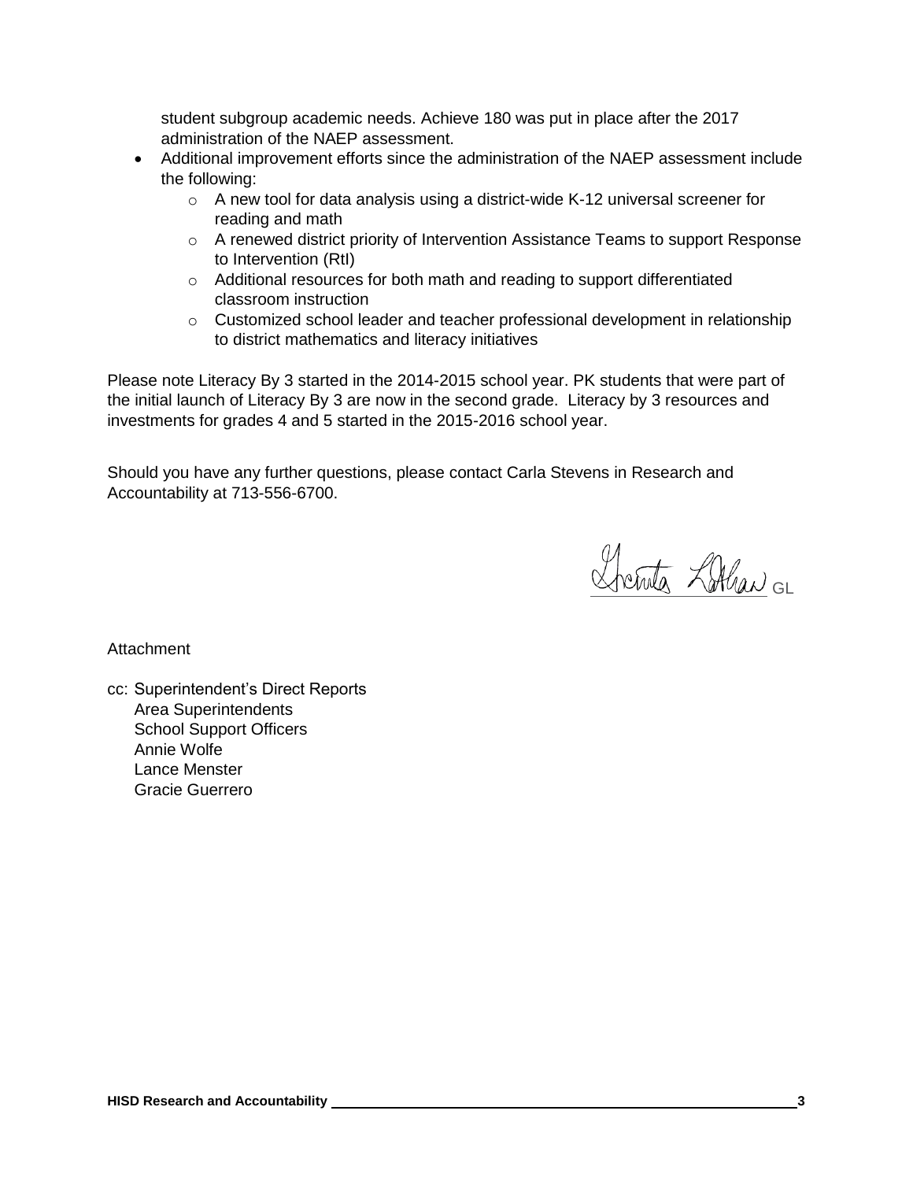student subgroup academic needs. Achieve 180 was put in place after the 2017 administration of the NAEP assessment.

- Additional improvement efforts since the administration of the NAEP assessment include the following:
  - A new tool for data analysis using a district-wide K-12 universal screener for reading and math
  - A renewed district priority of Intervention Assistance Teams to support Response to Intervention (RtI)
  - Additional resources for both math and reading to support differentiated classroom instruction
  - Customized school leader and teacher professional development in relationship to district mathematics and literacy initiatives

Please note Literacy By 3 started in the 2014-2015 school year. PK students that were part of the initial launch of Literacy By 3 are now in the second grade. Literacy by 3 resources and investments for grades 4 and 5 started in the 2015-2016 school year.

Should you have any further questions, please contact Carla Stevens in Research and Accountability at 713-556-6700.

Grenita Lathan GL

Attachment

cc: Superintendent's Direct Reports
Area Superintendents
School Support Officers
Annie Wolfe
Lance Menster
Gracie Guerrero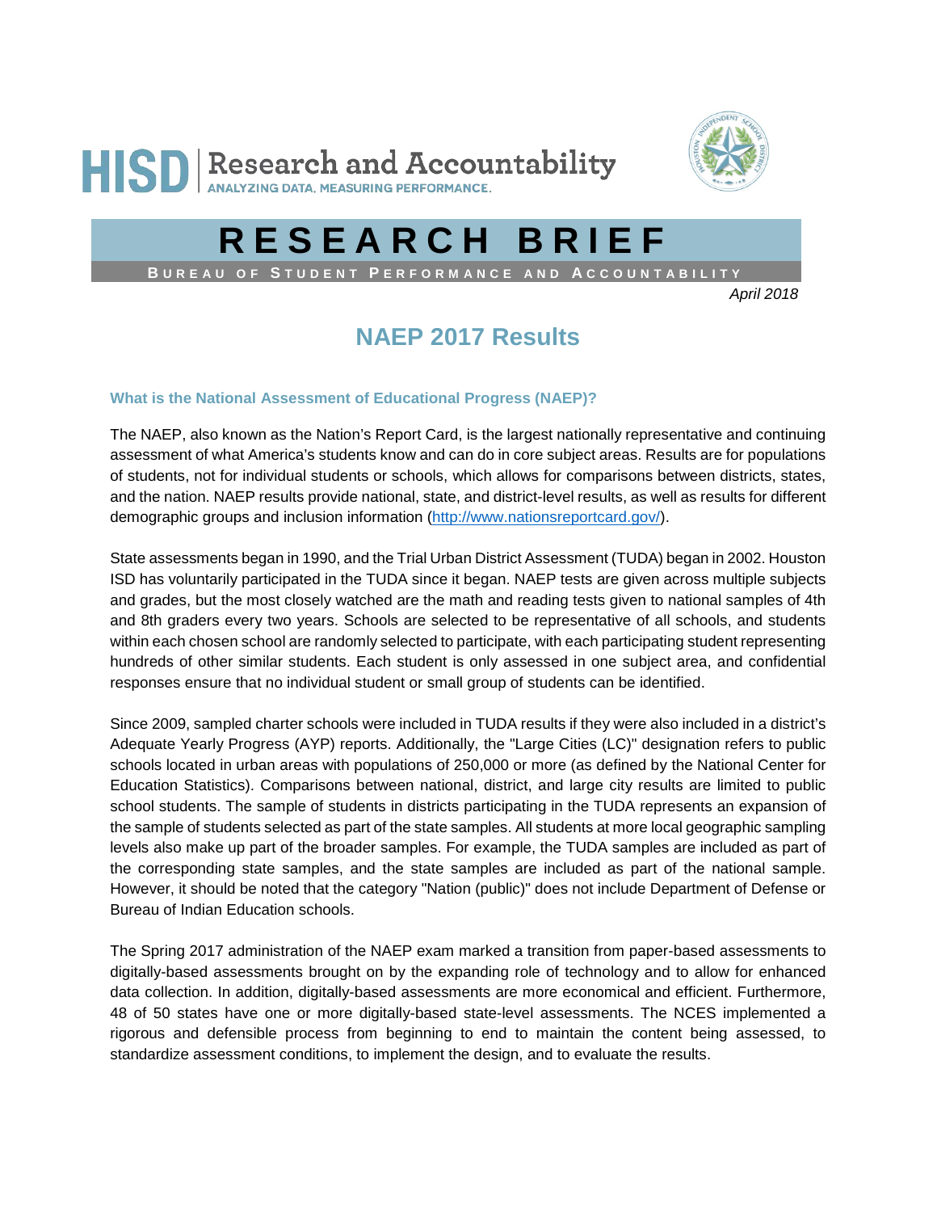# HISD | Research and Accountability

ANALYZING DATA, MEASURING PERFORMANCE.

# RESEARCH BRIEF

**BUREAU OF STUDENT PERFORMANCE AND ACCOUNTABILITY**

*April 2018*

## NAEP 2017 Results

### What is the National Assessment of Educational Progress (NAEP)?

The NAEP, also known as the Nation's Report Card, is the largest nationally representative and continuing assessment of what America's students know and can do in core subject areas. Results are for populations of students, not for individual students or schools, which allows for comparisons between districts, states, and the nation. NAEP results provide national, state, and district-level results, as well as results for different demographic groups and inclusion information (http://www.nationsreportcard.gov/).

State assessments began in 1990, and the Trial Urban District Assessment (TUDA) began in 2002. Houston ISD has voluntarily participated in the TUDA since it began. NAEP tests are given across multiple subjects and grades, but the most closely watched are the math and reading tests given to national samples of 4th and 8th graders every two years. Schools are selected to be representative of all schools, and students within each chosen school are randomly selected to participate, with each participating student representing hundreds of other similar students. Each student is only assessed in one subject area, and confidential responses ensure that no individual student or small group of students can be identified.

Since 2009, sampled charter schools were included in TUDA results if they were also included in a district's Adequate Yearly Progress (AYP) reports. Additionally, the "Large Cities (LC)" designation refers to public schools located in urban areas with populations of 250,000 or more (as defined by the National Center for Education Statistics). Comparisons between national, district, and large city results are limited to public school students. The sample of students in districts participating in the TUDA represents an expansion of the sample of students selected as part of the state samples. All students at more local geographic sampling levels also make up part of the broader samples. For example, the TUDA samples are included as part of the corresponding state samples, and the state samples are included as part of the national sample. However, it should be noted that the category "Nation (public)" does not include Department of Defense or Bureau of Indian Education schools.

The Spring 2017 administration of the NAEP exam marked a transition from paper-based assessments to digitally-based assessments brought on by the expanding role of technology and to allow for enhanced data collection. In addition, digitally-based assessments are more economical and efficient. Furthermore, 48 of 50 states have one or more digitally-based state-level assessments. The NCES implemented a rigorous and defensible process from beginning to end to maintain the content being assessed, to standardize assessment conditions, to implement the design, and to evaluate the results.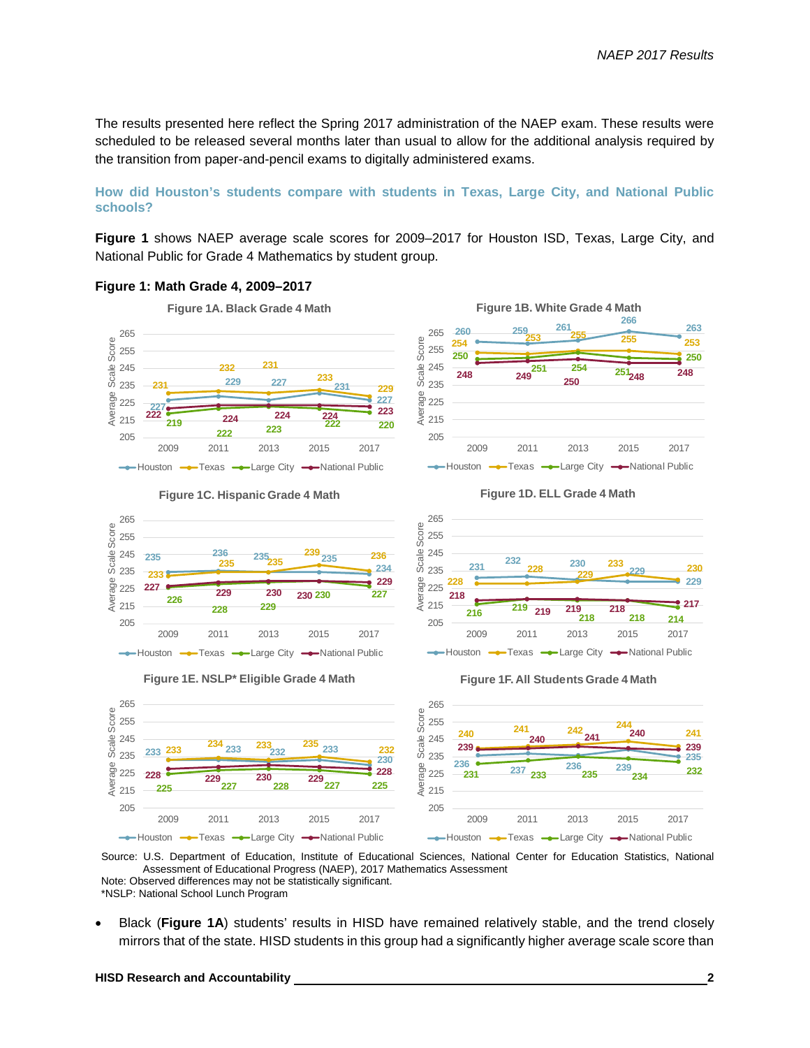The results presented here reflect the Spring 2017 administration of the NAEP exam. These results were scheduled to be released several months later than usual to allow for the additional analysis required by the transition from paper-and-pencil exams to digitally administered exams.

### How did Houston's students compare with students in Texas, Large City, and National Public schools?

**Figure 1** shows NAEP average scale scores for 2009–2017 for Houston ISD, Texas, Large City, and National Public for Grade 4 Mathematics by student group.

**Figure 1: Math Grade 4, 2009–2017**

**Figure 1A. Black Grade 4 Math**

| | 2009 | 2011 | 2013 | 2015 | 2017 |
|---|---|---|---|---|---|
| Houston | 227 | 229 | 227 | 231 | 227 |
| Texas | 231 | 232 | 231 | 233 | 229 |
| Large City | 219 | 222 | 223 | 222 | 220 |
| National Public | 222 | 224 | 224 | 224 | 223 |

**Figure 1B. White Grade 4 Math**

| | 2009 | 2011 | 2013 | 2015 | 2017 |
|---|---|---|---|---|---|
| Houston | 260 | 259 | 261 | 266 | 263 |
| Texas | 254 | 253 | 255 | 255 | 253 |
| Large City | 250 | 251 | 254 | 251 | 250 |
| National Public | 248 | 249 | 250 | 248 | 248 |

**Figure 1C. Hispanic Grade 4 Math**

| | 2009 | 2011 | 2013 | 2015 | 2017 |
|---|---|---|---|---|---|
| Houston | 235 | 236 | 235 | 235 | 234 |
| Texas | 233 | 235 | 235 | 239 | 236 |
| Large City | 226 | 228 | 229 | 230 | 227 |
| National Public | 227 | 229 | 230 | 230 | 229 |

**Figure 1D. ELL Grade 4 Math**

| | 2009 | 2011 | 2013 | 2015 | 2017 |
|---|---|---|---|---|---|
| Houston | 231 | 232 | 230 | 229 | 229 |
| Texas | 228 | 228 | 229 | 233 | 230 |
| Large City | 216 | 219 | 218 | 218 | 214 |
| National Public | 218 | 219 | 219 | 218 | 217 |

**Figure 1E. NSLP* Eligible Grade 4 Math**

| | 2009 | 2011 | 2013 | 2015 | 2017 |
|---|---|---|---|---|---|
| Houston | 233 | 233 | 232 | 233 | 230 |
| Texas | 233 | 234 | 233 | 235 | 232 |
| Large City | 225 | 227 | 228 | 227 | 225 |
| National Public | 228 | 229 | 230 | 229 | 228 |

**Figure 1F. All Students Grade 4 Math**

| | 2009 | 2011 | 2013 | 2015 | 2017 |
|---|---|---|---|---|---|
| Houston | 236 | 237 | 236 | 239 | 235 |
| Texas | 240 | 241 | 242 | 244 | 241 |
| Large City | 231 | 233 | 235 | 234 | 232 |
| National Public | 239 | 240 | 241 | 240 | 239 |

Source: U.S. Department of Education, Institute of Educational Sciences, National Center for Education Statistics, National Assessment of Educational Progress (NAEP), 2017 Mathematics Assessment
Note: Observed differences may not be statistically significant.
*NSLP: National School Lunch Program

- Black (**Figure 1A**) students' results in HISD have remained relatively stable, and the trend closely mirrors that of the state. HISD students in this group had a significantly higher average scale score than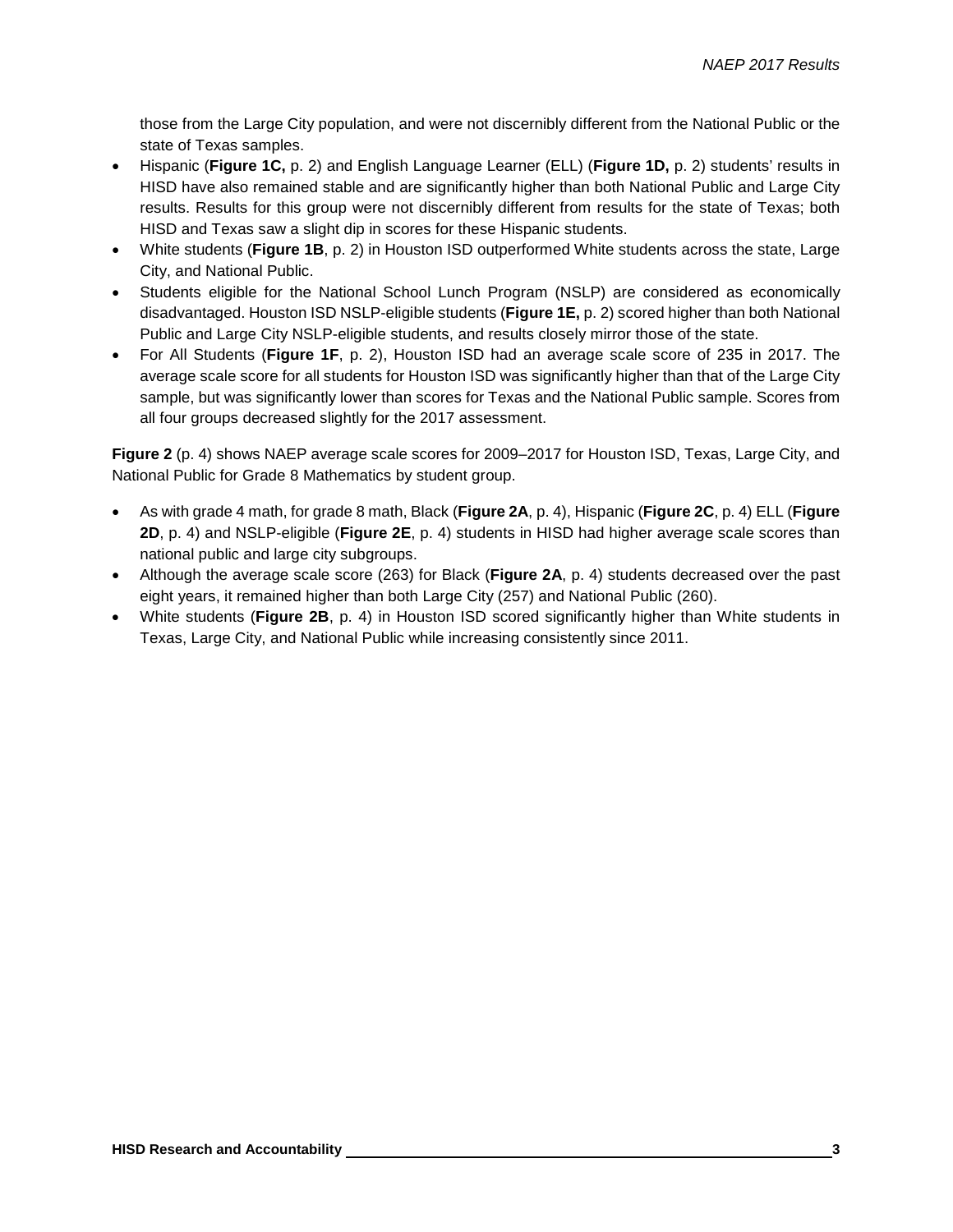those from the Large City population, and were not discernibly different from the National Public or the state of Texas samples.

- Hispanic (**Figure 1C,** p. 2) and English Language Learner (ELL) (**Figure 1D,** p. 2) students' results in HISD have also remained stable and are significantly higher than both National Public and Large City results. Results for this group were not discernibly different from results for the state of Texas; both HISD and Texas saw a slight dip in scores for these Hispanic students.
- White students (**Figure 1B**, p. 2) in Houston ISD outperformed White students across the state, Large City, and National Public.
- Students eligible for the National School Lunch Program (NSLP) are considered as economically disadvantaged. Houston ISD NSLP-eligible students (**Figure 1E,** p. 2) scored higher than both National Public and Large City NSLP-eligible students, and results closely mirror those of the state.
- For All Students (**Figure 1F**, p. 2), Houston ISD had an average scale score of 235 in 2017. The average scale score for all students for Houston ISD was significantly higher than that of the Large City sample, but was significantly lower than scores for Texas and the National Public sample. Scores from all four groups decreased slightly for the 2017 assessment.

**Figure 2** (p. 4) shows NAEP average scale scores for 2009–2017 for Houston ISD, Texas, Large City, and National Public for Grade 8 Mathematics by student group.

- As with grade 4 math, for grade 8 math, Black (**Figure 2A**, p. 4), Hispanic (**Figure 2C**, p. 4) ELL (**Figure 2D**, p. 4) and NSLP-eligible (**Figure 2E**, p. 4) students in HISD had higher average scale scores than national public and large city subgroups.
- Although the average scale score (263) for Black (**Figure 2A**, p. 4) students decreased over the past eight years, it remained higher than both Large City (257) and National Public (260).
- White students (**Figure 2B**, p. 4) in Houston ISD scored significantly higher than White students in Texas, Large City, and National Public while increasing consistently since 2011.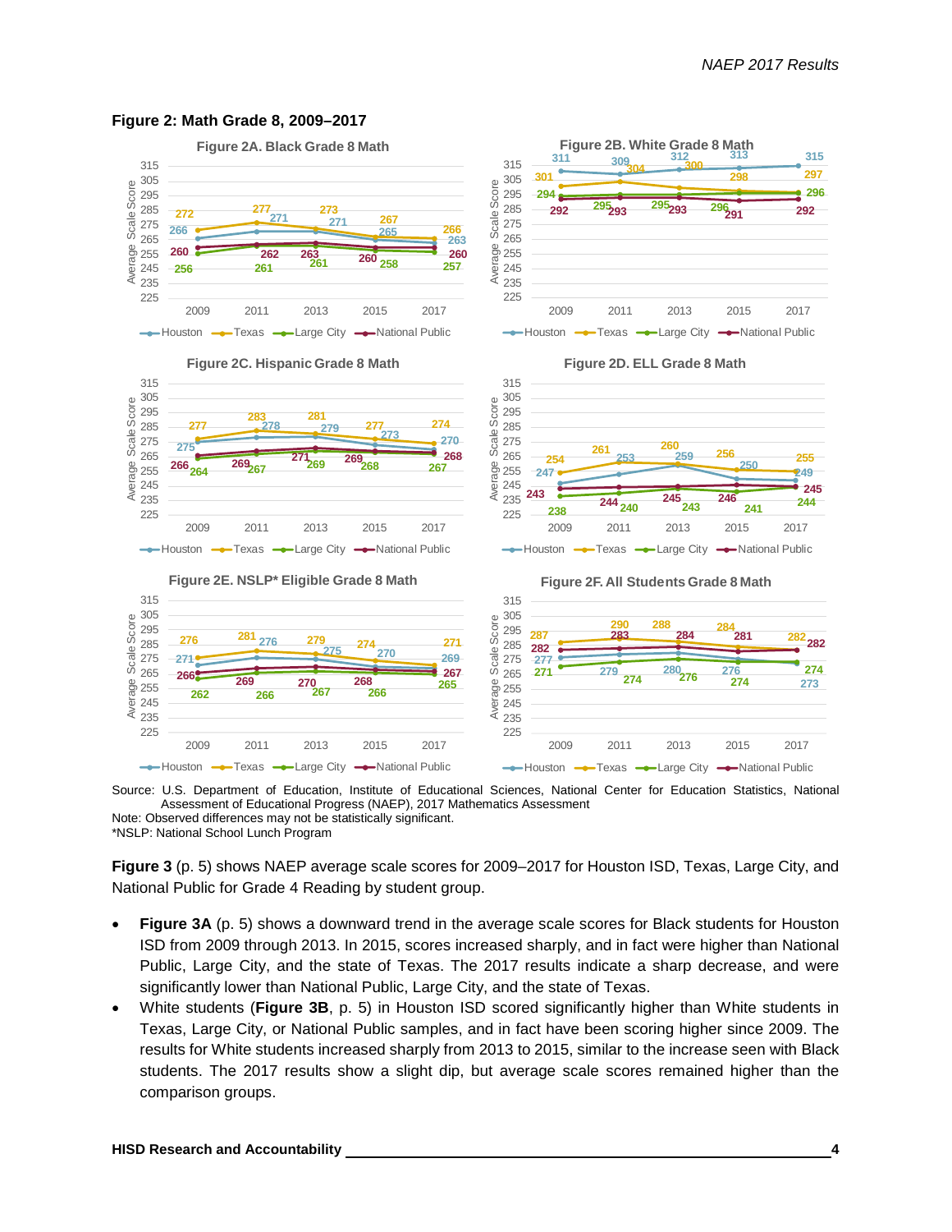**Figure 2: Math Grade 8, 2009–2017**

Source: U.S. Department of Education, Institute of Educational Sciences, National Center for Education Statistics, National Assessment of Educational Progress (NAEP), 2017 Mathematics Assessment
Note: Observed differences may not be statistically significant.
*NSLP: National School Lunch Program

**Figure 3** (p. 5) shows NAEP average scale scores for 2009–2017 for Houston ISD, Texas, Large City, and National Public for Grade 4 Reading by student group.

- **Figure 3A** (p. 5) shows a downward trend in the average scale scores for Black students for Houston ISD from 2009 through 2013. In 2015, scores increased sharply, and in fact were higher than National Public, Large City, and the state of Texas. The 2017 results indicate a sharp decrease, and were significantly lower than National Public, Large City, and the state of Texas.
- White students (**Figure 3B**, p. 5) in Houston ISD scored significantly higher than White students in Texas, Large City, or National Public samples, and in fact have been scoring higher since 2009. The results for White students increased sharply from 2013 to 2015, similar to the increase seen with Black students. The 2017 results show a slight dip, but average scale scores remained higher than the comparison groups.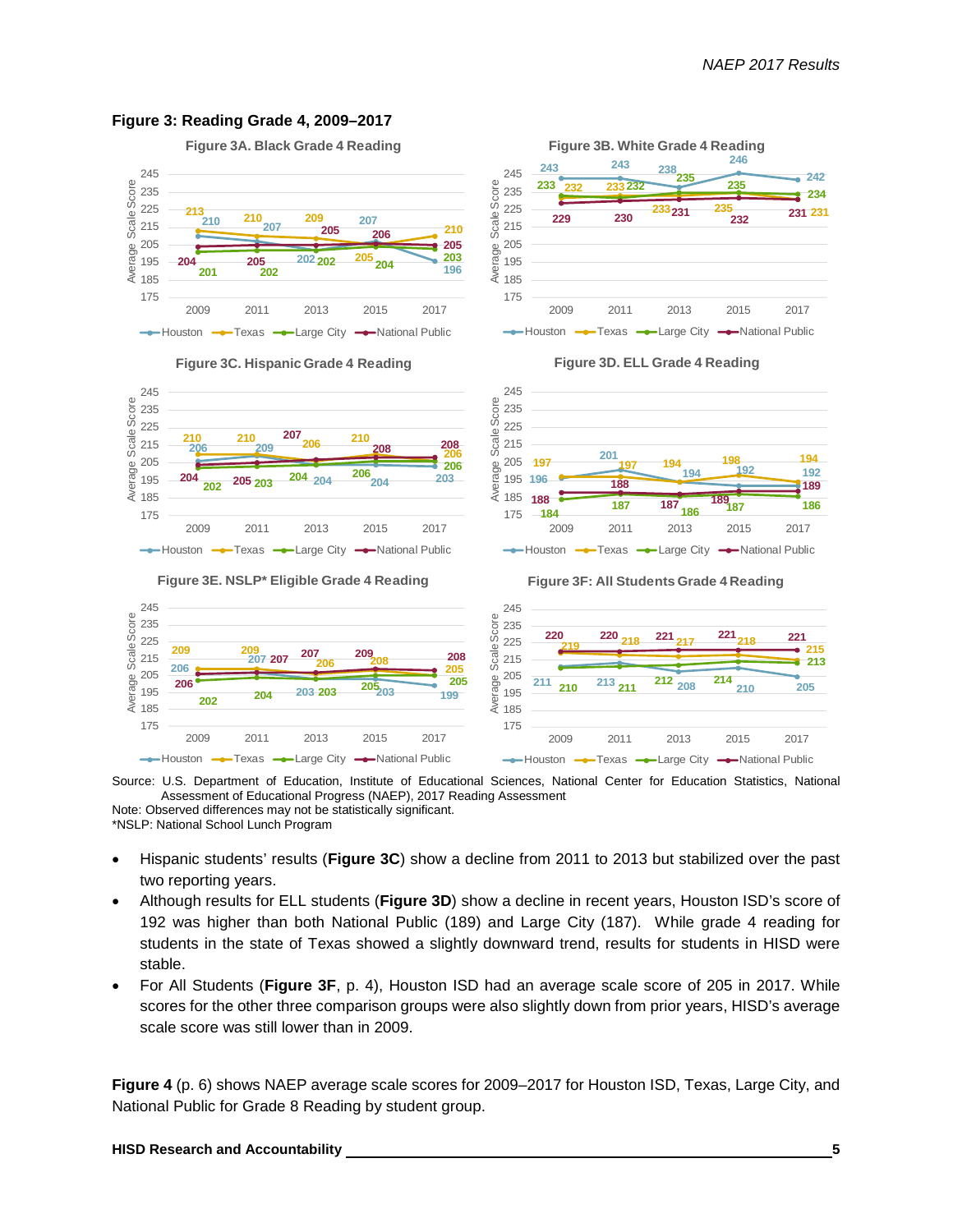**Figure 3: Reading Grade 4, 2009–2017**

Figure 3A. Black Grade 4 Reading

Figure 3B. White Grade 4 Reading

Figure 3C. Hispanic Grade 4 Reading

Figure 3D. ELL Grade 4 Reading

Figure 3E. NSLP* Eligible Grade 4 Reading

Figure 3F: All Students Grade 4 Reading

Source: U.S. Department of Education, Institute of Educational Sciences, National Center for Education Statistics, National Assessment of Educational Progress (NAEP), 2017 Reading Assessment
Note: Observed differences may not be statistically significant.
*NSLP: National School Lunch Program

- Hispanic students' results (**Figure 3C**) show a decline from 2011 to 2013 but stabilized over the past two reporting years.
- Although results for ELL students (**Figure 3D**) show a decline in recent years, Houston ISD's score of 192 was higher than both National Public (189) and Large City (187). While grade 4 reading for students in the state of Texas showed a slightly downward trend, results for students in HISD were stable.
- For All Students (**Figure 3F**, p. 4), Houston ISD had an average scale score of 205 in 2017. While scores for the other three comparison groups were also slightly down from prior years, HISD's average scale score was still lower than in 2009.

**Figure 4** (p. 6) shows NAEP average scale scores for 2009–2017 for Houston ISD, Texas, Large City, and National Public for Grade 8 Reading by student group.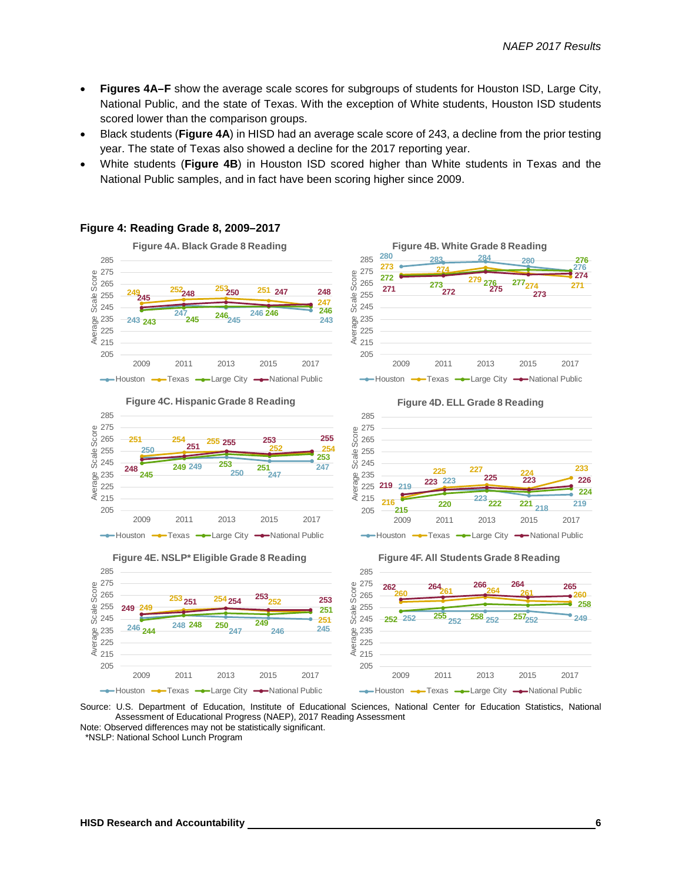- **Figures 4A–F** show the average scale scores for subgroups of students for Houston ISD, Large City, National Public, and the state of Texas. With the exception of White students, Houston ISD students scored lower than the comparison groups.
- Black students (**Figure 4A**) in HISD had an average scale score of 243, a decline from the prior testing year. The state of Texas also showed a decline for the 2017 reporting year.
- White students (**Figure 4B**) in Houston ISD scored higher than White students in Texas and the National Public samples, and in fact have been scoring higher since 2009.

**Figure 4: Reading Grade 8, 2009–2017**

**Figure 4A. Black Grade 8 Reading**

| | 2009 | 2011 | 2013 | 2015 | 2017 |
|---|---|---|---|---|---|
| Houston | 243 | 247 | 246 | 246 | 243 |
| Texas | 249 | 252 | 253 | 251 | 247 |
| Large City | 243 | 245 | 245 | 246 | 246 |
| National Public | 245 | 248 | 250 | 247 | 248 |

**Figure 4B. White Grade 8 Reading**

| | 2009 | 2011 | 2013 | 2015 | 2017 |
|---|---|---|---|---|---|
| Houston | 280 | 283 | 284 | 280 | 276 |
| Texas | 273 | 274 | 279 | 274 | 271 |
| Large City | 272 | 273 | 276 | 277 | 276 |
| National Public | 271 | 272 | 275 | 273 | 274 |

**Figure 4C. Hispanic Grade 8 Reading**

| | 2009 | 2011 | 2013 | 2015 | 2017 |
|---|---|---|---|---|---|
| Houston | 250 | 249 | 250 | 247 | 247 |
| Texas | 251 | 254 | 255 | 252 | 254 |
| Large City | 245 | 249 | 253 | 251 | 253 |
| National Public | 248 | 251 | 255 | 253 | 255 |

**Figure 4D. ELL Grade 8 Reading**

| | 2009 | 2011 | 2013 | 2015 | 2017 |
|---|---|---|---|---|---|
| Houston | 219 | 223 | 223 | 218 | 219 |
| Texas | 216 | 225 | 227 | 224 | 233 |
| Large City | 215 | 220 | 222 | 221 | 224 |
| National Public | 219 | 223 | 225 | 223 | 226 |

**Figure 4E. NSLP* Eligible Grade 8 Reading**

| | 2009 | 2011 | 2013 | 2015 | 2017 |
|---|---|---|---|---|---|
| Houston | 246 | 248 | 247 | 246 | 245 |
| Texas | 249 | 253 | 254 | 253 | 251 |
| Large City | 244 | 248 | 250 | 249 | 251 |
| National Public | 249 | 251 | 254 | 252 | 253 |

**Figure 4F. All Students Grade 8 Reading**

| | 2009 | 2011 | 2013 | 2015 | 2017 |
|---|---|---|---|---|---|
| Houston | 252 | 252 | 252 | 252 | 249 |
| Texas | 260 | 261 | 264 | 261 | 260 |
| Large City | 252 | 255 | 258 | 257 | 258 |
| National Public | 262 | 264 | 266 | 264 | 265 |

Source: U.S. Department of Education, Institute of Educational Sciences, National Center for Education Statistics, National Assessment of Educational Progress (NAEP), 2017 Reading Assessment
Note: Observed differences may not be statistically significant.
*NSLP: National School Lunch Program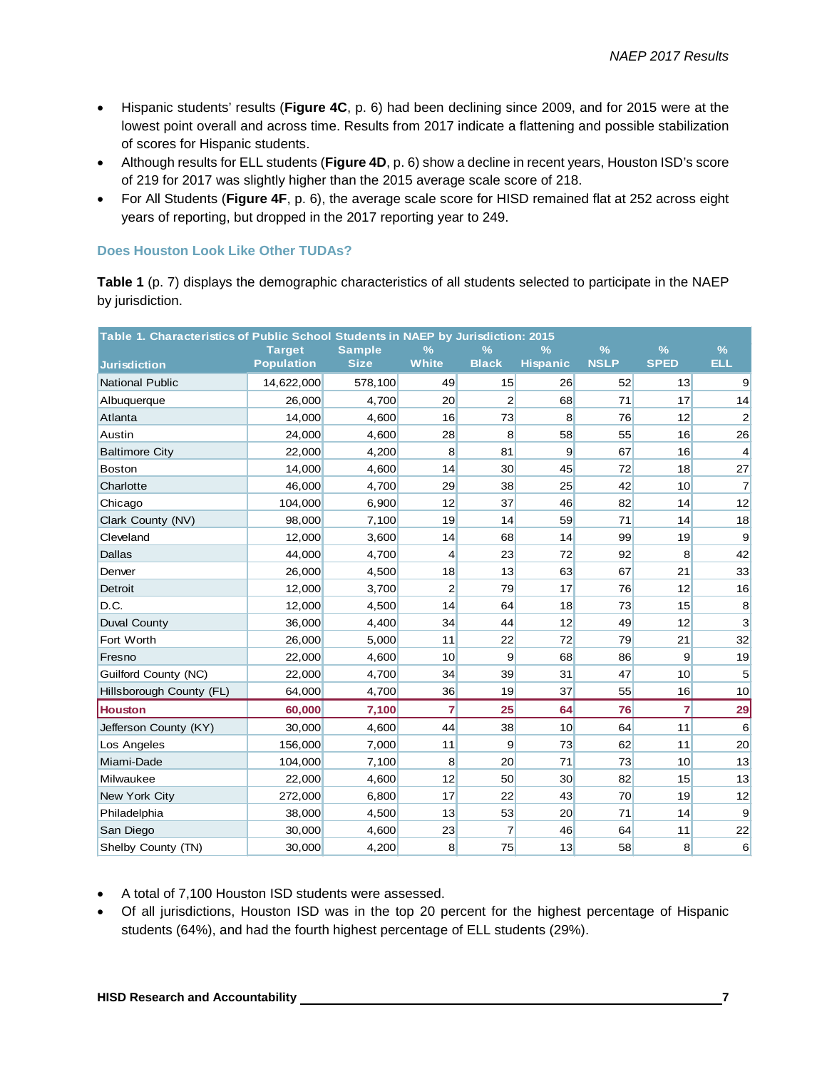- Hispanic students' results (**Figure 4C**, p. 6) had been declining since 2009, and for 2015 were at the lowest point overall and across time. Results from 2017 indicate a flattening and possible stabilization of scores for Hispanic students.
- Although results for ELL students (**Figure 4D**, p. 6) show a decline in recent years, Houston ISD's score of 219 for 2017 was slightly higher than the 2015 average scale score of 218.
- For All Students (**Figure 4F**, p. 6), the average scale score for HISD remained flat at 252 across eight years of reporting, but dropped in the 2017 reporting year to 249.

### Does Houston Look Like Other TUDAs?

**Table 1** (p. 7) displays the demographic characteristics of all students selected to participate in the NAEP by jurisdiction.

**Table 1. Characteristics of Public School Students in NAEP by Jurisdiction: 2015**

| Jurisdiction | Target Population | Sample Size | % White | % Black | % Hispanic | % NSLP | % SPED | % ELL |
|---|---|---|---|---|---|---|---|---|
| National Public | 14,622,000 | 578,100 | 49 | 15 | 26 | 52 | 13 | 9 |
| Albuquerque | 26,000 | 4,700 | 20 | 2 | 68 | 71 | 17 | 14 |
| Atlanta | 14,000 | 4,600 | 16 | 73 | 8 | 76 | 12 | 2 |
| Austin | 24,000 | 4,600 | 28 | 8 | 58 | 55 | 16 | 26 |
| Baltimore City | 22,000 | 4,200 | 8 | 81 | 9 | 67 | 16 | 4 |
| Boston | 14,000 | 4,600 | 14 | 30 | 45 | 72 | 18 | 27 |
| Charlotte | 46,000 | 4,700 | 29 | 38 | 25 | 42 | 10 | 7 |
| Chicago | 104,000 | 6,900 | 12 | 37 | 46 | 82 | 14 | 12 |
| Clark County (NV) | 98,000 | 7,100 | 19 | 14 | 59 | 71 | 14 | 18 |
| Cleveland | 12,000 | 3,600 | 14 | 68 | 14 | 99 | 19 | 9 |
| Dallas | 44,000 | 4,700 | 4 | 23 | 72 | 92 | 8 | 42 |
| Denver | 26,000 | 4,500 | 18 | 13 | 63 | 67 | 21 | 33 |
| Detroit | 12,000 | 3,700 | 2 | 79 | 17 | 76 | 12 | 16 |
| D.C. | 12,000 | 4,500 | 14 | 64 | 18 | 73 | 15 | 8 |
| Duval County | 36,000 | 4,400 | 34 | 44 | 12 | 49 | 12 | 3 |
| Fort Worth | 26,000 | 5,000 | 11 | 22 | 72 | 79 | 21 | 32 |
| Fresno | 22,000 | 4,600 | 10 | 9 | 68 | 86 | 9 | 19 |
| Guilford County (NC) | 22,000 | 4,700 | 34 | 39 | 31 | 47 | 10 | 5 |
| Hillsborough County (FL) | 64,000 | 4,700 | 36 | 19 | 37 | 55 | 16 | 10 |
| **Houston** | **60,000** | **7,100** | **7** | **25** | **64** | **76** | **7** | **29** |
| Jefferson County (KY) | 30,000 | 4,600 | 44 | 38 | 10 | 64 | 11 | 6 |
| Los Angeles | 156,000 | 7,000 | 11 | 9 | 73 | 62 | 11 | 20 |
| Miami-Dade | 104,000 | 7,100 | 8 | 20 | 71 | 73 | 10 | 13 |
| Milwaukee | 22,000 | 4,600 | 12 | 50 | 30 | 82 | 15 | 13 |
| New York City | 272,000 | 6,800 | 17 | 22 | 43 | 70 | 19 | 12 |
| Philadelphia | 38,000 | 4,500 | 13 | 53 | 20 | 71 | 14 | 9 |
| San Diego | 30,000 | 4,600 | 23 | 7 | 46 | 64 | 11 | 22 |
| Shelby County (TN) | 30,000 | 4,200 | 8 | 75 | 13 | 58 | 8 | 6 |

- A total of 7,100 Houston ISD students were assessed.
- Of all jurisdictions, Houston ISD was in the top 20 percent for the highest percentage of Hispanic students (64%), and had the fourth highest percentage of ELL students (29%).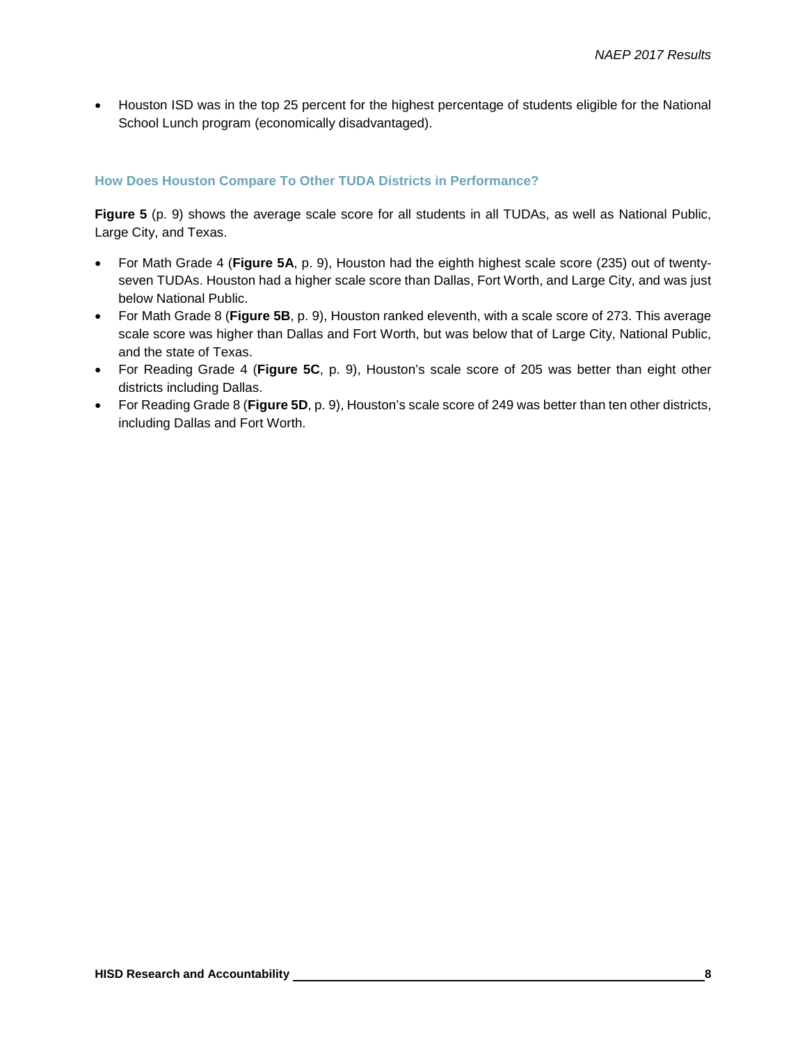- Houston ISD was in the top 25 percent for the highest percentage of students eligible for the National School Lunch program (economically disadvantaged).

### How Does Houston Compare To Other TUDA Districts in Performance?

**Figure 5** (p. 9) shows the average scale score for all students in all TUDAs, as well as National Public, Large City, and Texas.

- For Math Grade 4 (**Figure 5A**, p. 9), Houston had the eighth highest scale score (235) out of twenty-seven TUDAs. Houston had a higher scale score than Dallas, Fort Worth, and Large City, and was just below National Public.
- For Math Grade 8 (**Figure 5B**, p. 9), Houston ranked eleventh, with a scale score of 273. This average scale score was higher than Dallas and Fort Worth, but was below that of Large City, National Public, and the state of Texas.
- For Reading Grade 4 (**Figure 5C**, p. 9), Houston's scale score of 205 was better than eight other districts including Dallas.
- For Reading Grade 8 (**Figure 5D**, p. 9), Houston's scale score of 249 was better than ten other districts, including Dallas and Fort Worth.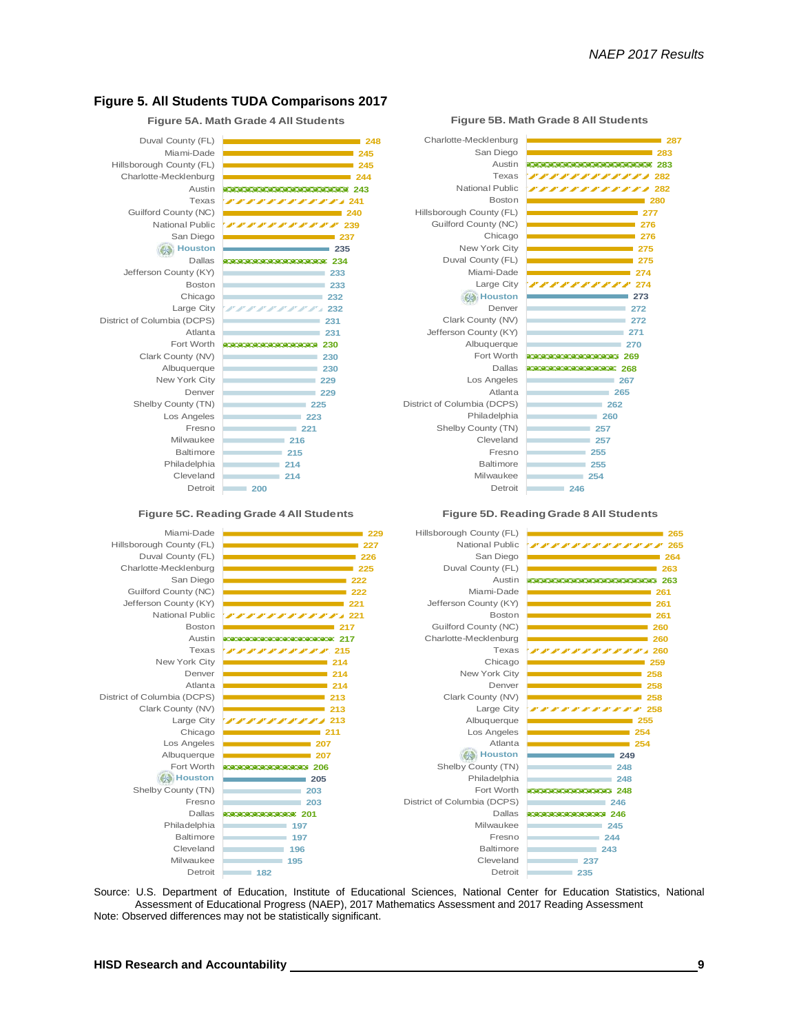# Figure 5. All Students TUDA Comparisons 2017

### Figure 5A. Math Grade 4 All Students

| District | Score |
|---|---|
| Duval County (FL) | 248 |
| Miami-Dade | 245 |
| Hillsborough County (FL) | 245 |
| Charlotte-Mecklenburg | 244 |
| Austin | 243 |
| Texas | 241 |
| Guilford County (NC) | 240 |
| National Public | 239 |
| San Diego | 237 |
| Houston | 235 |
| Dallas | 234 |
| Jefferson County (KY) | 233 |
| Boston | 233 |
| Chicago | 232 |
| Large City | 232 |
| District of Columbia (DCPS) | 231 |
| Atlanta | 231 |
| Fort Worth | 230 |
| Clark County (NV) | 230 |
| Albuquerque | 230 |
| New York City | 229 |
| Denver | 229 |
| Shelby County (TN) | 225 |
| Los Angeles | 223 |
| Fresno | 221 |
| Milwaukee | 216 |
| Baltimore | 215 |
| Philadelphia | 214 |
| Cleveland | 214 |
| Detroit | 200 |

### Figure 5B. Math Grade 8 All Students

| District | Score |
|---|---|
| Charlotte-Mecklenburg | 287 |
| San Diego | 283 |
| Austin | 283 |
| Texas | 282 |
| National Public | 282 |
| Boston | 280 |
| Hillsborough County (FL) | 277 |
| Guilford County (NC) | 276 |
| Chicago | 276 |
| New York City | 275 |
| Duval County (FL) | 275 |
| Miami-Dade | 274 |
| Large City | 274 |
| Houston | 273 |
| Denver | 272 |
| Clark County (NV) | 272 |
| Jefferson County (KY) | 271 |
| Albuquerque | 270 |
| Fort Worth | 269 |
| Dallas | 268 |
| Los Angeles | 267 |
| Atlanta | 265 |
| District of Columbia (DCPS) | 262 |
| Philadelphia | 260 |
| Shelby County (TN) | 257 |
| Cleveland | 257 |
| Fresno | 255 |
| Baltimore | 255 |
| Milwaukee | 254 |
| Detroit | 246 |

### Figure 5C. Reading Grade 4 All Students

| District | Score |
|---|---|
| Miami-Dade | 229 |
| Hillsborough County (FL) | 227 |
| Duval County (FL) | 226 |
| Charlotte-Mecklenburg | 225 |
| San Diego | 222 |
| Guilford County (NC) | 222 |
| Jefferson County (KY) | 221 |
| National Public | 221 |
| Boston | 217 |
| Austin | 217 |
| Texas | 215 |
| New York City | 214 |
| Denver | 214 |
| Atlanta | 214 |
| District of Columbia (DCPS) | 213 |
| Clark County (NV) | 213 |
| Large City | 213 |
| Chicago | 211 |
| Los Angeles | 207 |
| Albuquerque | 207 |
| Fort Worth | 206 |
| Houston | 205 |
| Shelby County (TN) | 203 |
| Fresno | 203 |
| Dallas | 201 |
| Philadelphia | 197 |
| Baltimore | 197 |
| Cleveland | 196 |
| Milwaukee | 195 |
| Detroit | 182 |

### Figure 5D. Reading Grade 8 All Students

| District | Score |
|---|---|
| Hillsborough County (FL) | 265 |
| National Public | 265 |
| San Diego | 264 |
| Duval County (FL) | 263 |
| Austin | 263 |
| Miami-Dade | 261 |
| Jefferson County (KY) | 261 |
| Boston | 261 |
| Guilford County (NC) | 260 |
| Charlotte-Mecklenburg | 260 |
| Texas | 260 |
| Chicago | 259 |
| New York City | 258 |
| Denver | 258 |
| Clark County (NV) | 258 |
| Large City | 258 |
| Albuquerque | 255 |
| Los Angeles | 254 |
| Atlanta | 254 |
| Houston | 249 |
| Shelby County (TN) | 248 |
| Philadelphia | 248 |
| Fort Worth | 248 |
| District of Columbia (DCPS) | 246 |
| Dallas | 246 |
| Milwaukee | 245 |
| Fresno | 244 |
| Baltimore | 243 |
| Cleveland | 237 |
| Detroit | 235 |

Source: U.S. Department of Education, Institute of Educational Sciences, National Center for Education Statistics, National Assessment of Educational Progress (NAEP), 2017 Mathematics Assessment and 2017 Reading Assessment
Note: Observed differences may not be statistically significant.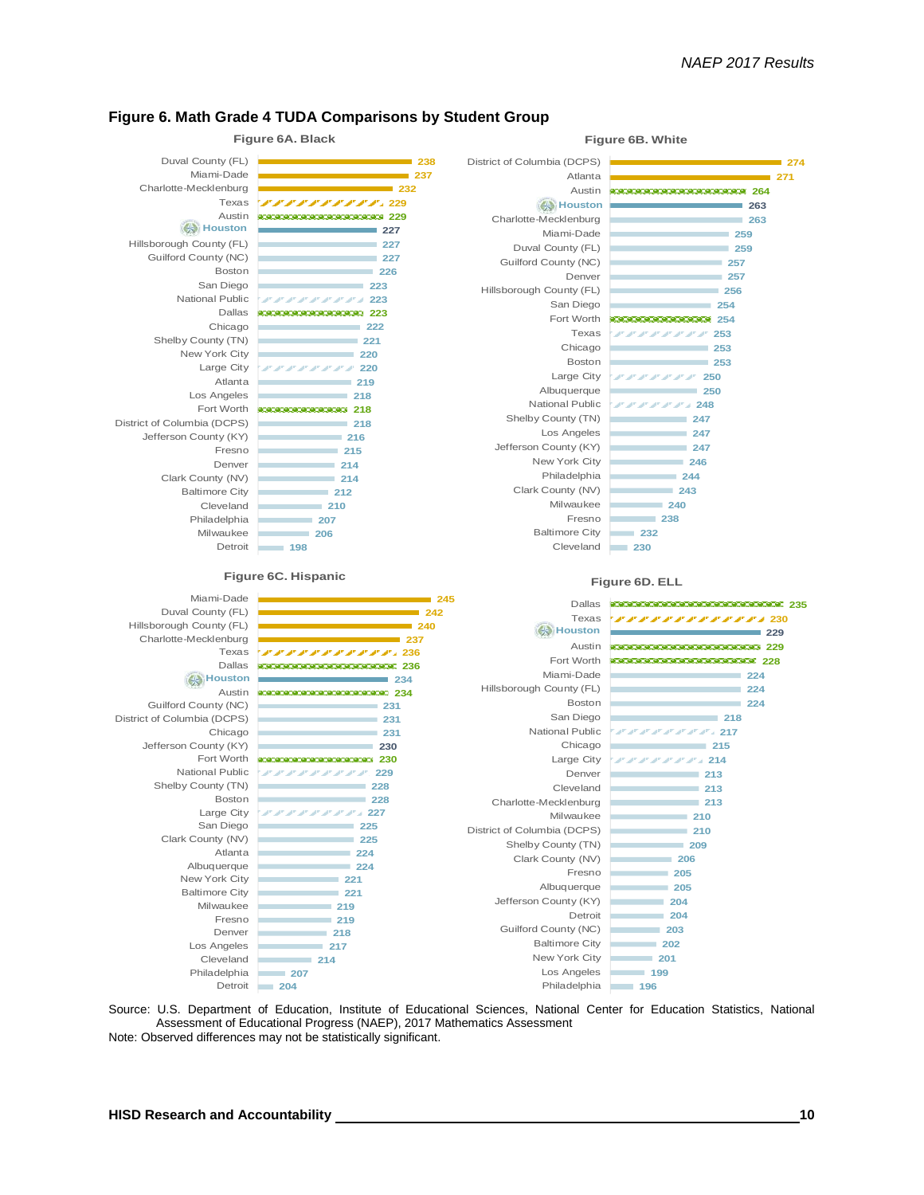## Figure 6. Math Grade 4 TUDA Comparisons by Student Group

### Figure 6A. Black

| District | Score |
|---|---|
| Duval County (FL) | 238 |
| Miami-Dade | 237 |
| Charlotte-Mecklenburg | 232 |
| Texas | 229 |
| Austin | 229 |
| Houston | 227 |
| Hillsborough County (FL) | 227 |
| Guilford County (NC) | 227 |
| Boston | 226 |
| San Diego | 223 |
| National Public | 223 |
| Dallas | 223 |
| Chicago | 222 |
| Shelby County (TN) | 221 |
| New York City | 220 |
| Large City | 220 |
| Atlanta | 219 |
| Los Angeles | 218 |
| Fort Worth | 218 |
| District of Columbia (DCPS) | 218 |
| Jefferson County (KY) | 216 |
| Fresno | 215 |
| Denver | 214 |
| Clark County (NV) | 214 |
| Baltimore City | 212 |
| Cleveland | 210 |
| Philadelphia | 207 |
| Milwaukee | 206 |
| Detroit | 198 |

### Figure 6B. White

| District | Score |
|---|---|
| District of Columbia (DCPS) | 274 |
| Atlanta | 271 |
| Austin | 264 |
| Houston | 263 |
| Charlotte-Mecklenburg | 263 |
| Miami-Dade | 259 |
| Duval County (FL) | 259 |
| Guilford County (NC) | 257 |
| Denver | 257 |
| Hillsborough County (FL) | 256 |
| San Diego | 254 |
| Fort Worth | 254 |
| Texas | 253 |
| Chicago | 253 |
| Boston | 253 |
| Large City | 250 |
| Albuquerque | 250 |
| National Public | 248 |
| Shelby County (TN) | 247 |
| Los Angeles | 247 |
| Jefferson County (KY) | 247 |
| New York City | 246 |
| Philadelphia | 244 |
| Clark County (NV) | 243 |
| Milwaukee | 240 |
| Fresno | 238 |
| Baltimore City | 232 |
| Cleveland | 230 |

### Figure 6C. Hispanic

| District | Score |
|---|---|
| Miami-Dade | 245 |
| Duval County (FL) | 242 |
| Hillsborough County (FL) | 240 |
| Charlotte-Mecklenburg | 237 |
| Texas | 236 |
| Dallas | 236 |
| Houston | 234 |
| Austin | 234 |
| Guilford County (NC) | 231 |
| District of Columbia (DCPS) | 231 |
| Chicago | 231 |
| Jefferson County (KY) | 230 |
| Fort Worth | 230 |
| National Public | 229 |
| Shelby County (TN) | 228 |
| Boston | 228 |
| Large City | 227 |
| San Diego | 225 |
| Clark County (NV) | 225 |
| Atlanta | 224 |
| Albuquerque | 224 |
| New York City | 221 |
| Baltimore City | 221 |
| Milwaukee | 219 |
| Fresno | 219 |
| Denver | 218 |
| Los Angeles | 217 |
| Cleveland | 214 |
| Philadelphia | 207 |
| Detroit | 204 |

### Figure 6D. ELL

| District | Score |
|---|---|
| Dallas | 235 |
| Texas | 230 |
| Houston | 229 |
| Austin | 229 |
| Fort Worth | 228 |
| Miami-Dade | 224 |
| Hillsborough County (FL) | 224 |
| Boston | 224 |
| San Diego | 218 |
| National Public | 217 |
| Chicago | 215 |
| Large City | 214 |
| Denver | 213 |
| Cleveland | 213 |
| Charlotte-Mecklenburg | 213 |
| Milwaukee | 210 |
| District of Columbia (DCPS) | 210 |
| Shelby County (TN) | 209 |
| Clark County (NV) | 206 |
| Fresno | 205 |
| Albuquerque | 205 |
| Jefferson County (KY) | 204 |
| Detroit | 204 |
| Guilford County (NC) | 203 |
| Baltimore City | 202 |
| New York City | 201 |
| Los Angeles | 199 |
| Philadelphia | 196 |

Source: U.S. Department of Education, Institute of Educational Sciences, National Center for Education Statistics, National Assessment of Educational Progress (NAEP), 2017 Mathematics Assessment

Note: Observed differences may not be statistically significant.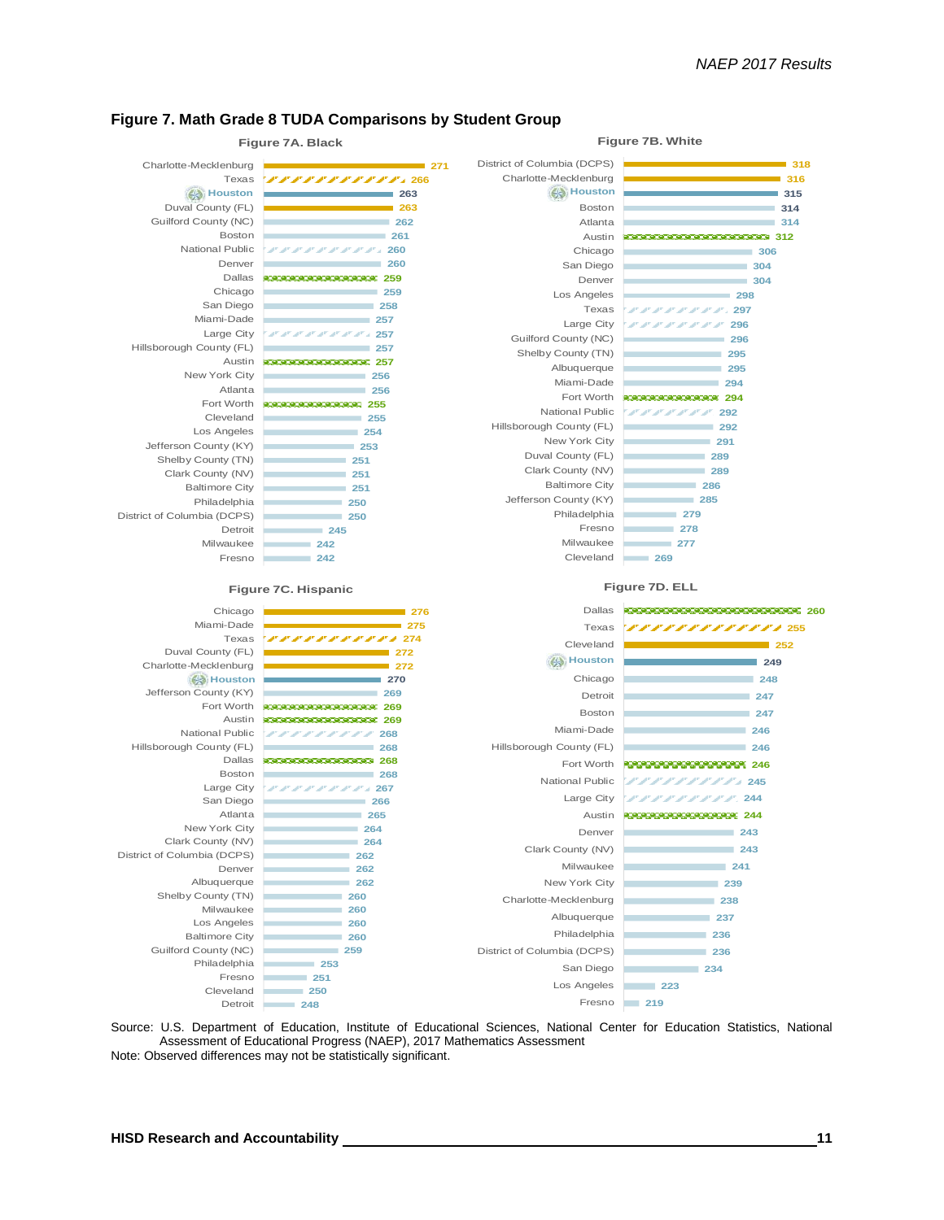## Figure 7. Math Grade 8 TUDA Comparisons by Student Group

### Figure 7A. Black

| District | Score |
|---|---|
| Charlotte-Mecklenburg | 271 |
| Texas | 266 |
| Houston | 263 |
| Duval County (FL) | 263 |
| Guilford County (NC) | 262 |
| Boston | 261 |
| National Public | 260 |
| Denver | 260 |
| Dallas | 259 |
| Chicago | 259 |
| San Diego | 258 |
| Miami-Dade | 257 |
| Large City | 257 |
| Hillsborough County (FL) | 257 |
| Austin | 257 |
| New York City | 256 |
| Atlanta | 256 |
| Fort Worth | 255 |
| Cleveland | 255 |
| Los Angeles | 254 |
| Jefferson County (KY) | 253 |
| Shelby County (TN) | 251 |
| Clark County (NV) | 251 |
| Baltimore City | 251 |
| Philadelphia | 250 |
| District of Columbia (DCPS) | 250 |
| Detroit | 245 |
| Milwaukee | 242 |
| Fresno | 242 |

### Figure 7B. White

| District | Score |
|---|---|
| District of Columbia (DCPS) | 318 |
| Charlotte-Mecklenburg | 316 |
| Houston | 315 |
| Boston | 314 |
| Atlanta | 314 |
| Austin | 312 |
| Chicago | 306 |
| San Diego | 304 |
| Denver | 304 |
| Los Angeles | 298 |
| Texas | 297 |
| Large City | 296 |
| Guilford County (NC) | 296 |
| Shelby County (TN) | 295 |
| Albuquerque | 295 |
| Miami-Dade | 294 |
| Fort Worth | 294 |
| National Public | 292 |
| Hillsborough County (FL) | 292 |
| New York City | 291 |
| Duval County (FL) | 289 |
| Clark County (NV) | 289 |
| Baltimore City | 286 |
| Jefferson County (KY) | 285 |
| Philadelphia | 279 |
| Fresno | 278 |
| Milwaukee | 277 |
| Cleveland | 269 |

### Figure 7C. Hispanic

| District | Score |
|---|---|
| Chicago | 276 |
| Miami-Dade | 275 |
| Texas | 274 |
| Duval County (FL) | 272 |
| Charlotte-Mecklenburg | 272 |
| Houston | 270 |
| Jefferson County (KY) | 269 |
| Fort Worth | 269 |
| Austin | 269 |
| National Public | 268 |
| Hillsborough County (FL) | 268 |
| Dallas | 268 |
| Boston | 268 |
| Large City | 267 |
| San Diego | 266 |
| Atlanta | 265 |
| New York City | 264 |
| Clark County (NV) | 264 |
| District of Columbia (DCPS) | 262 |
| Denver | 262 |
| Albuquerque | 262 |
| Shelby County (TN) | 260 |
| Milwaukee | 260 |
| Los Angeles | 260 |
| Baltimore City | 260 |
| Guilford County (NC) | 259 |
| Philadelphia | 253 |
| Fresno | 251 |
| Cleveland | 250 |
| Detroit | 248 |

### Figure 7D. ELL

| District | Score |
|---|---|
| Dallas | 260 |
| Texas | 255 |
| Cleveland | 252 |
| Houston | 249 |
| Chicago | 248 |
| Detroit | 247 |
| Boston | 247 |
| Miami-Dade | 246 |
| Hillsborough County (FL) | 246 |
| Fort Worth | 246 |
| National Public | 245 |
| Large City | 244 |
| Austin | 244 |
| Denver | 243 |
| Clark County (NV) | 243 |
| Milwaukee | 241 |
| New York City | 239 |
| Charlotte-Mecklenburg | 238 |
| Albuquerque | 237 |
| Philadelphia | 236 |
| District of Columbia (DCPS) | 236 |
| San Diego | 234 |
| Los Angeles | 223 |
| Fresno | 219 |

Source: U.S. Department of Education, Institute of Educational Sciences, National Center for Education Statistics, National Assessment of Educational Progress (NAEP), 2017 Mathematics Assessment

Note: Observed differences may not be statistically significant.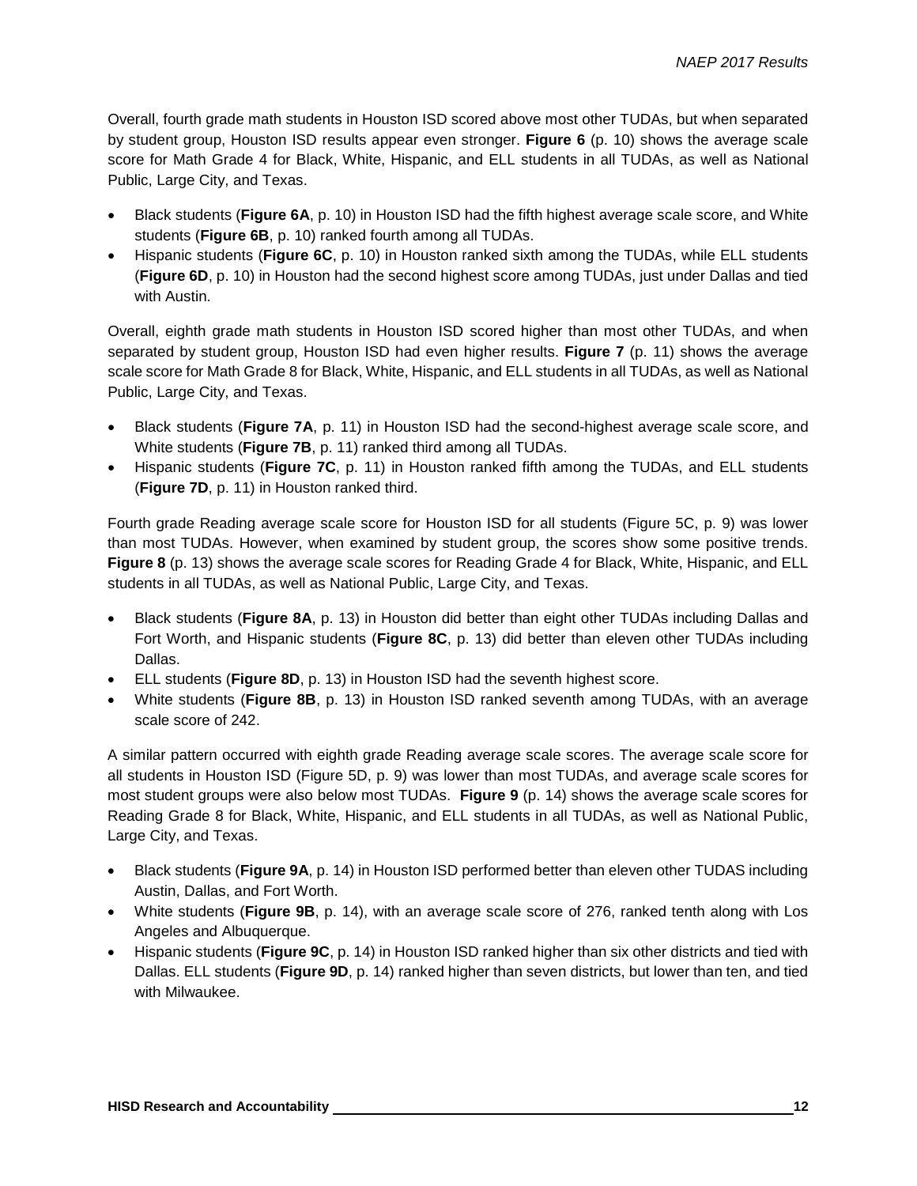Overall, fourth grade math students in Houston ISD scored above most other TUDAs, but when separated by student group, Houston ISD results appear even stronger. **Figure 6** (p. 10) shows the average scale score for Math Grade 4 for Black, White, Hispanic, and ELL students in all TUDAs, as well as National Public, Large City, and Texas.

- Black students (**Figure 6A**, p. 10) in Houston ISD had the fifth highest average scale score, and White students (**Figure 6B**, p. 10) ranked fourth among all TUDAs.
- Hispanic students (**Figure 6C**, p. 10) in Houston ranked sixth among the TUDAs, while ELL students (**Figure 6D**, p. 10) in Houston had the second highest score among TUDAs, just under Dallas and tied with Austin.

Overall, eighth grade math students in Houston ISD scored higher than most other TUDAs, and when separated by student group, Houston ISD had even higher results. **Figure 7** (p. 11) shows the average scale score for Math Grade 8 for Black, White, Hispanic, and ELL students in all TUDAs, as well as National Public, Large City, and Texas.

- Black students (**Figure 7A**, p. 11) in Houston ISD had the second-highest average scale score, and White students (**Figure 7B**, p. 11) ranked third among all TUDAs.
- Hispanic students (**Figure 7C**, p. 11) in Houston ranked fifth among the TUDAs, and ELL students (**Figure 7D**, p. 11) in Houston ranked third.

Fourth grade Reading average scale score for Houston ISD for all students (Figure 5C, p. 9) was lower than most TUDAs. However, when examined by student group, the scores show some positive trends. **Figure 8** (p. 13) shows the average scale scores for Reading Grade 4 for Black, White, Hispanic, and ELL students in all TUDAs, as well as National Public, Large City, and Texas.

- Black students (**Figure 8A**, p. 13) in Houston did better than eight other TUDAs including Dallas and Fort Worth, and Hispanic students (**Figure 8C**, p. 13) did better than eleven other TUDAs including Dallas.
- ELL students (**Figure 8D**, p. 13) in Houston ISD had the seventh highest score.
- White students (**Figure 8B**, p. 13) in Houston ISD ranked seventh among TUDAs, with an average scale score of 242.

A similar pattern occurred with eighth grade Reading average scale scores. The average scale score for all students in Houston ISD (Figure 5D, p. 9) was lower than most TUDAs, and average scale scores for most student groups were also below most TUDAs. **Figure 9** (p. 14) shows the average scale scores for Reading Grade 8 for Black, White, Hispanic, and ELL students in all TUDAs, as well as National Public, Large City, and Texas.

- Black students (**Figure 9A**, p. 14) in Houston ISD performed better than eleven other TUDAS including Austin, Dallas, and Fort Worth.
- White students (**Figure 9B**, p. 14), with an average scale score of 276, ranked tenth along with Los Angeles and Albuquerque.
- Hispanic students (**Figure 9C**, p. 14) in Houston ISD ranked higher than six other districts and tied with Dallas. ELL students (**Figure 9D**, p. 14) ranked higher than seven districts, but lower than ten, and tied with Milwaukee.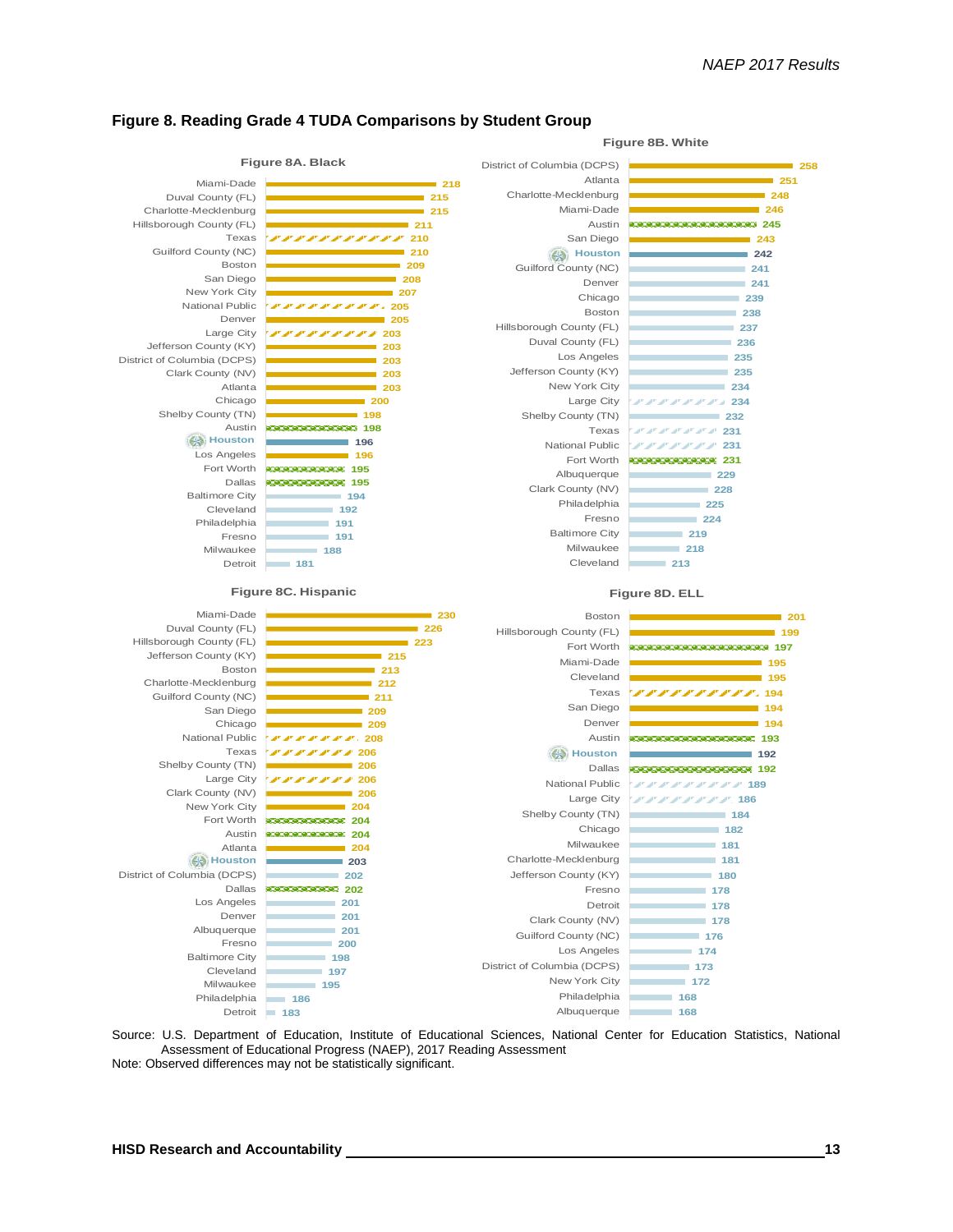## Figure 8. Reading Grade 4 TUDA Comparisons by Student Group

**Figure 8A. Black**

| District | Score |
|---|---|
| Miami-Dade | 218 |
| Duval County (FL) | 215 |
| Charlotte-Mecklenburg | 215 |
| Hillsborough County (FL) | 211 |
| Texas | 210 |
| Guilford County (NC) | 210 |
| Boston | 209 |
| San Diego | 208 |
| New York City | 207 |
| National Public | 205 |
| Denver | 205 |
| Large City | 203 |
| Jefferson County (KY) | 203 |
| District of Columbia (DCPS) | 203 |
| Clark County (NV) | 203 |
| Atlanta | 203 |
| Chicago | 200 |
| Shelby County (TN) | 198 |
| Austin | 198 |
| Houston | 196 |
| Los Angeles | 196 |
| Fort Worth | 195 |
| Dallas | 195 |
| Baltimore City | 194 |
| Cleveland | 192 |
| Philadelphia | 191 |
| Fresno | 191 |
| Milwaukee | 188 |
| Detroit | 181 |

**Figure 8B. White**

| District | Score |
|---|---|
| District of Columbia (DCPS) | 258 |
| Atlanta | 251 |
| Charlotte-Mecklenburg | 248 |
| Miami-Dade | 246 |
| Austin | 245 |
| San Diego | 243 |
| Houston | 242 |
| Guilford County (NC) | 241 |
| Denver | 241 |
| Chicago | 239 |
| Boston | 238 |
| Hillsborough County (FL) | 237 |
| Duval County (FL) | 236 |
| Los Angeles | 235 |
| Jefferson County (KY) | 235 |
| New York City | 234 |
| Large City | 234 |
| Shelby County (TN) | 232 |
| Texas | 231 |
| National Public | 231 |
| Fort Worth | 231 |
| Albuquerque | 229 |
| Clark County (NV) | 228 |
| Philadelphia | 225 |
| Fresno | 224 |
| Baltimore City | 219 |
| Milwaukee | 218 |
| Cleveland | 213 |

**Figure 8C. Hispanic**

| District | Score |
|---|---|
| Miami-Dade | 230 |
| Duval County (FL) | 226 |
| Hillsborough County (FL) | 223 |
| Jefferson County (KY) | 215 |
| Boston | 213 |
| Charlotte-Mecklenburg | 212 |
| Guilford County (NC) | 211 |
| San Diego | 209 |
| Chicago | 209 |
| National Public | 208 |
| Texas | 206 |
| Shelby County (TN) | 206 |
| Large City | 206 |
| Clark County (NV) | 206 |
| New York City | 204 |
| Fort Worth | 204 |
| Austin | 204 |
| Atlanta | 204 |
| Houston | 203 |
| District of Columbia (DCPS) | 202 |
| Dallas | 202 |
| Los Angeles | 201 |
| Denver | 201 |
| Albuquerque | 201 |
| Fresno | 200 |
| Baltimore City | 198 |
| Cleveland | 197 |
| Milwaukee | 195 |
| Philadelphia | 186 |
| Detroit | 183 |

**Figure 8D. ELL**

| District | Score |
|---|---|
| Boston | 201 |
| Hillsborough County (FL) | 199 |
| Fort Worth | 197 |
| Miami-Dade | 195 |
| Cleveland | 195 |
| Texas | 194 |
| San Diego | 194 |
| Denver | 194 |
| Austin | 193 |
| Houston | 192 |
| Dallas | 192 |
| National Public | 189 |
| Large City | 186 |
| Shelby County (TN) | 184 |
| Chicago | 182 |
| Milwaukee | 181 |
| Charlotte-Mecklenburg | 181 |
| Jefferson County (KY) | 180 |
| Fresno | 178 |
| Detroit | 178 |
| Clark County (NV) | 178 |
| Guilford County (NC) | 176 |
| Los Angeles | 174 |
| District of Columbia (DCPS) | 173 |
| New York City | 172 |
| Philadelphia | 168 |
| Albuquerque | 168 |

Source: U.S. Department of Education, Institute of Educational Sciences, National Center for Education Statistics, National Assessment of Educational Progress (NAEP), 2017 Reading Assessment

Note: Observed differences may not be statistically significant.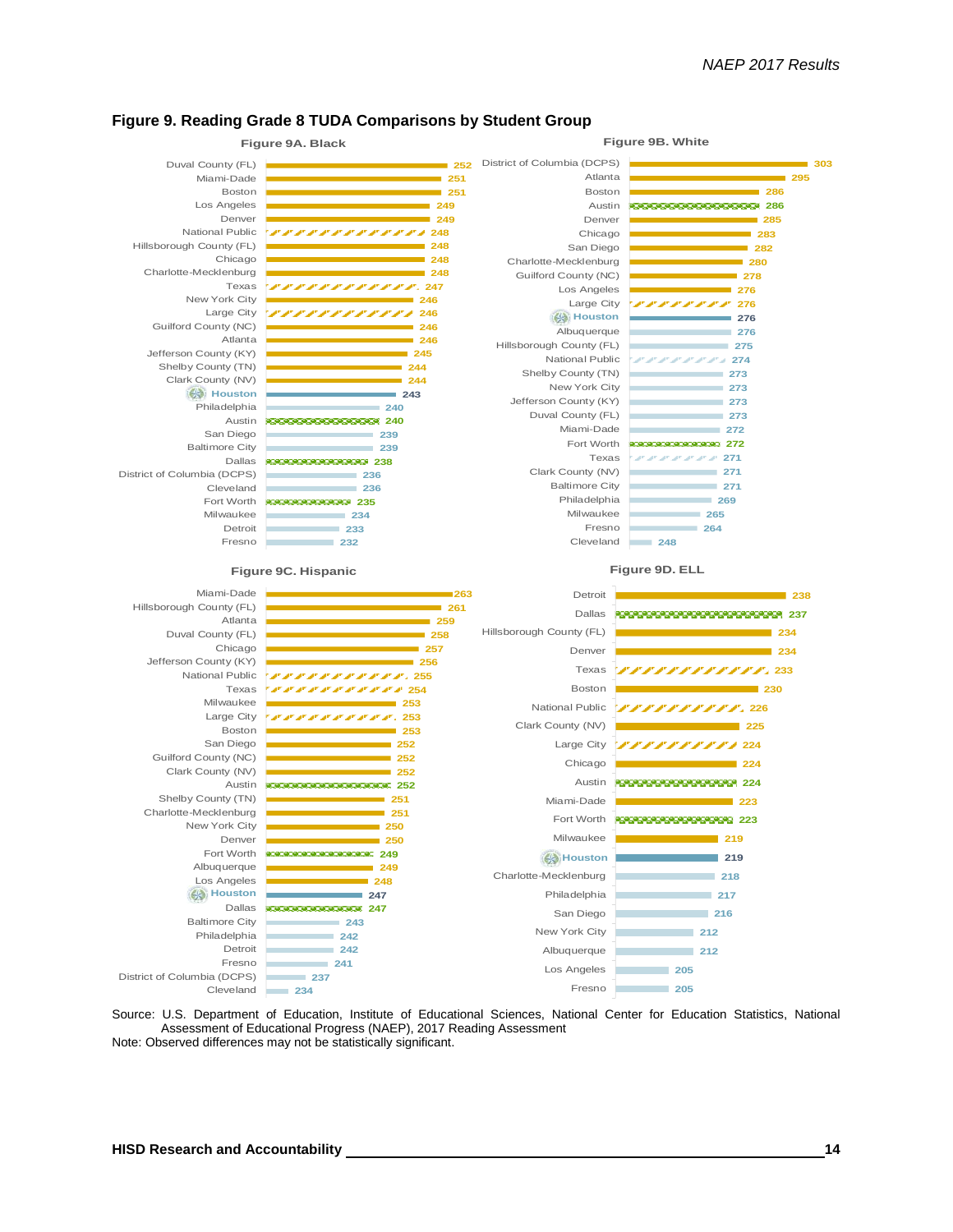## Figure 9. Reading Grade 8 TUDA Comparisons by Student Group

### Figure 9A. Black

| District | Score |
|---|---|
| Duval County (FL) | 252 |
| Miami-Dade | 251 |
| Boston | 251 |
| Los Angeles | 249 |
| Denver | 249 |
| National Public | 248 |
| Hillsborough County (FL) | 248 |
| Chicago | 248 |
| Charlotte-Mecklenburg | 248 |
| Texas | 247 |
| New York City | 246 |
| Large City | 246 |
| Guilford County (NC) | 246 |
| Atlanta | 246 |
| Jefferson County (KY) | 245 |
| Shelby County (TN) | 244 |
| Clark County (NV) | 244 |
| Houston | 243 |
| Philadelphia | 240 |
| Austin | 240 |
| San Diego | 239 |
| Baltimore City | 239 |
| Dallas | 238 |
| District of Columbia (DCPS) | 236 |
| Cleveland | 236 |
| Fort Worth | 235 |
| Milwaukee | 234 |
| Detroit | 233 |
| Fresno | 232 |

### Figure 9B. White

| District | Score |
|---|---|
| District of Columbia (DCPS) | 303 |
| Atlanta | 295 |
| Boston | 286 |
| Austin | 286 |
| Denver | 285 |
| Chicago | 283 |
| San Diego | 282 |
| Charlotte-Mecklenburg | 280 |
| Guilford County (NC) | 278 |
| Los Angeles | 276 |
| Large City | 276 |
| Houston | 276 |
| Albuquerque | 276 |
| Hillsborough County (FL) | 275 |
| National Public | 274 |
| Shelby County (TN) | 273 |
| New York City | 273 |
| Jefferson County (KY) | 273 |
| Duval County (FL) | 273 |
| Miami-Dade | 272 |
| Fort Worth | 272 |
| Texas | 271 |
| Clark County (NV) | 271 |
| Baltimore City | 271 |
| Philadelphia | 269 |
| Milwaukee | 265 |
| Fresno | 264 |
| Cleveland | 248 |

### Figure 9C. Hispanic

| District | Score |
|---|---|
| Miami-Dade | 263 |
| Hillsborough County (FL) | 261 |
| Atlanta | 259 |
| Duval County (FL) | 258 |
| Chicago | 257 |
| Jefferson County (KY) | 256 |
| National Public | 255 |
| Texas | 254 |
| Milwaukee | 253 |
| Large City | 253 |
| Boston | 253 |
| San Diego | 252 |
| Guilford County (NC) | 252 |
| Clark County (NV) | 252 |
| Austin | 252 |
| Shelby County (TN) | 251 |
| Charlotte-Mecklenburg | 251 |
| New York City | 250 |
| Denver | 250 |
| Fort Worth | 249 |
| Albuquerque | 249 |
| Los Angeles | 248 |
| Houston | 247 |
| Dallas | 247 |
| Baltimore City | 243 |
| Philadelphia | 242 |
| Detroit | 242 |
| Fresno | 241 |
| District of Columbia (DCPS) | 237 |
| Cleveland | 234 |

### Figure 9D. ELL

| District | Score |
|---|---|
| Detroit | 238 |
| Dallas | 237 |
| Hillsborough County (FL) | 234 |
| Denver | 234 |
| Texas | 233 |
| Boston | 230 |
| National Public | 226 |
| Clark County (NV) | 225 |
| Large City | 224 |
| Chicago | 224 |
| Austin | 224 |
| Miami-Dade | 223 |
| Fort Worth | 223 |
| Milwaukee | 219 |
| Houston | 219 |
| Charlotte-Mecklenburg | 218 |
| Philadelphia | 217 |
| San Diego | 216 |
| New York City | 212 |
| Albuquerque | 212 |
| Los Angeles | 205 |
| Fresno | 205 |

Source: U.S. Department of Education, Institute of Educational Sciences, National Center for Education Statistics, National Assessment of Educational Progress (NAEP), 2017 Reading Assessment

Note: Observed differences may not be statistically significant.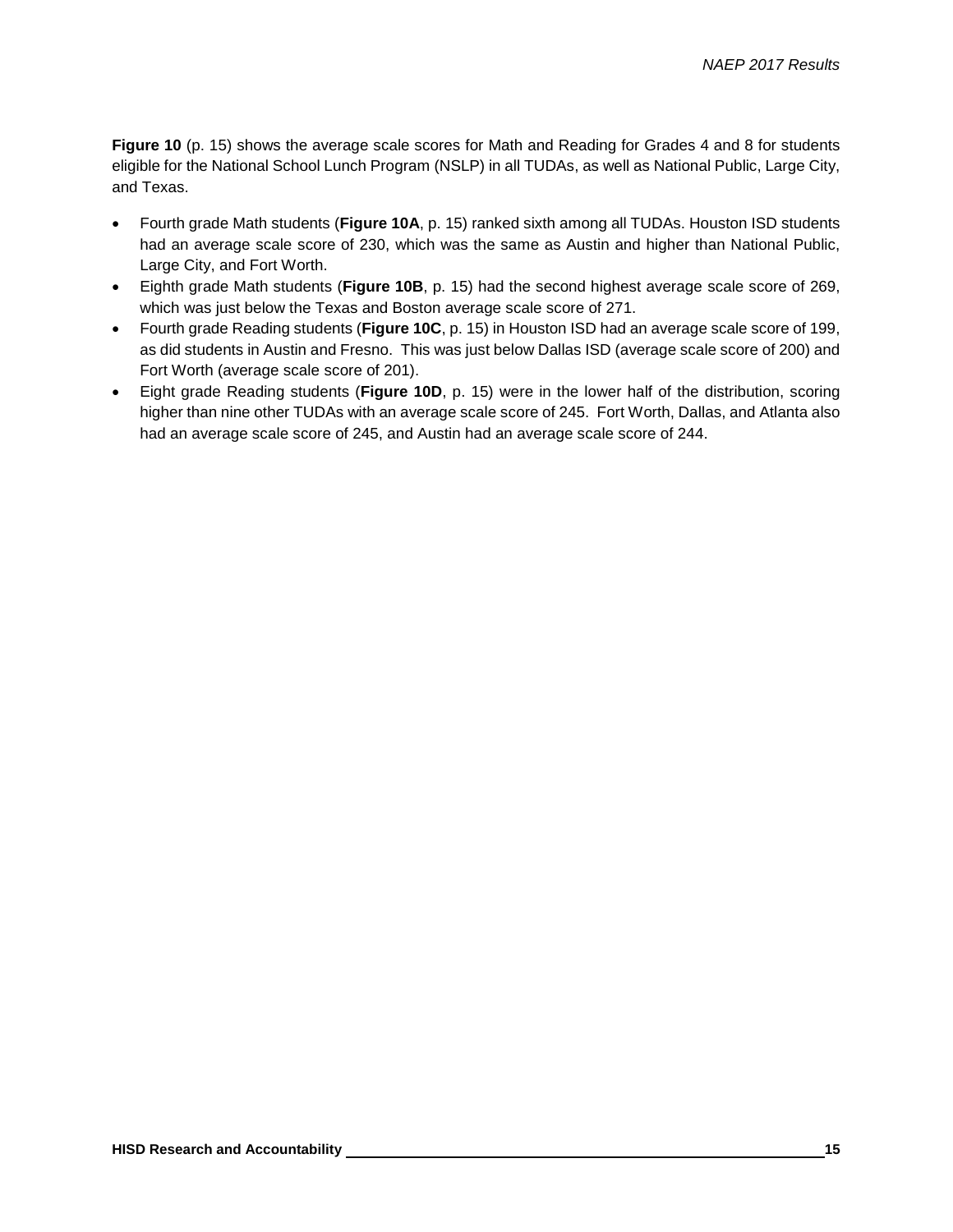**Figure 10** (p. 15) shows the average scale scores for Math and Reading for Grades 4 and 8 for students eligible for the National School Lunch Program (NSLP) in all TUDAs, as well as National Public, Large City, and Texas.

- Fourth grade Math students (**Figure 10A**, p. 15) ranked sixth among all TUDAs. Houston ISD students had an average scale score of 230, which was the same as Austin and higher than National Public, Large City, and Fort Worth.
- Eighth grade Math students (**Figure 10B**, p. 15) had the second highest average scale score of 269, which was just below the Texas and Boston average scale score of 271.
- Fourth grade Reading students (**Figure 10C**, p. 15) in Houston ISD had an average scale score of 199, as did students in Austin and Fresno. This was just below Dallas ISD (average scale score of 200) and Fort Worth (average scale score of 201).
- Eight grade Reading students (**Figure 10D**, p. 15) were in the lower half of the distribution, scoring higher than nine other TUDAs with an average scale score of 245. Fort Worth, Dallas, and Atlanta also had an average scale score of 245, and Austin had an average scale score of 244.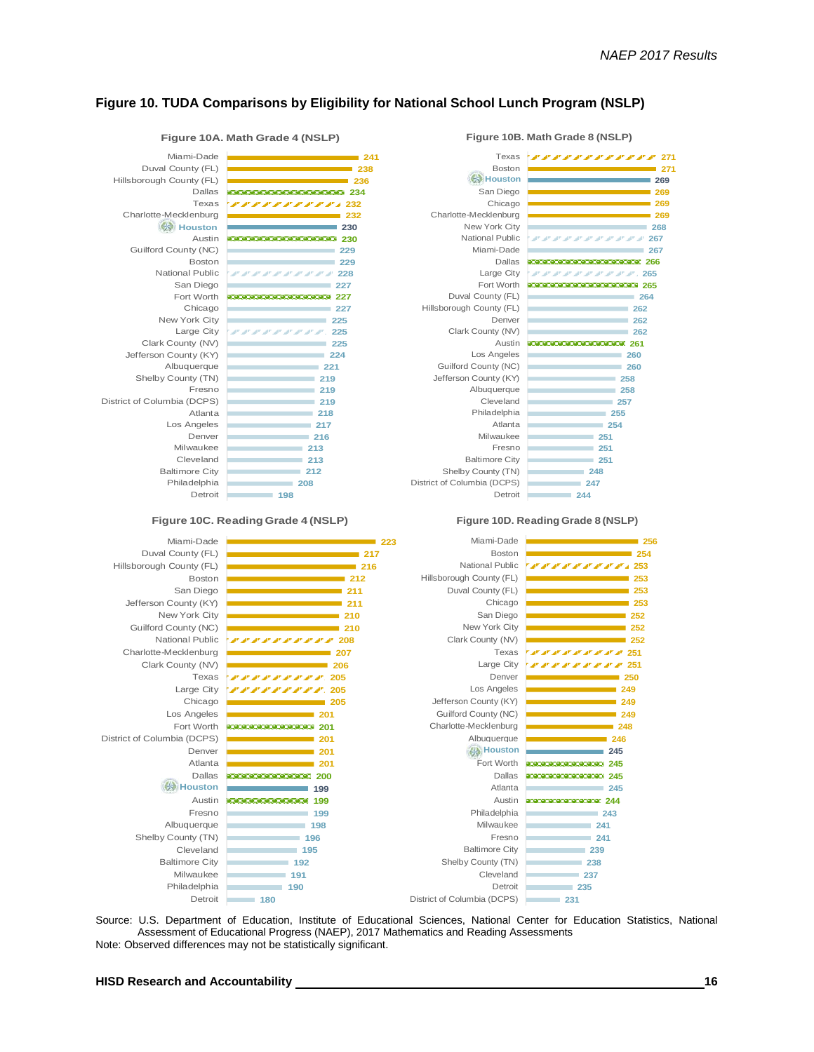# Figure 10. TUDA Comparisons by Eligibility for National School Lunch Program (NSLP)

### Figure 10A. Math Grade 4 (NSLP)

| District | Score |
|---|---|
| Miami-Dade | 241 |
| Duval County (FL) | 238 |
| Hillsborough County (FL) | 236 |
| Dallas | 234 |
| Texas | 232 |
| Charlotte-Mecklenburg | 232 |
| Houston | 230 |
| Austin | 230 |
| Guilford County (NC) | 229 |
| Boston | 229 |
| National Public | 228 |
| San Diego | 227 |
| Fort Worth | 227 |
| Chicago | 227 |
| New York City | 225 |
| Large City | 225 |
| Clark County (NV) | 225 |
| Jefferson County (KY) | 224 |
| Albuquerque | 221 |
| Shelby County (TN) | 219 |
| Fresno | 219 |
| District of Columbia (DCPS) | 219 |
| Atlanta | 218 |
| Los Angeles | 217 |
| Denver | 216 |
| Milwaukee | 213 |
| Cleveland | 213 |
| Baltimore City | 212 |
| Philadelphia | 208 |
| Detroit | 198 |

### Figure 10B. Math Grade 8 (NSLP)

| District | Score |
|---|---|
| Texas | 271 |
| Boston | 271 |
| Houston | 269 |
| San Diego | 269 |
| Chicago | 269 |
| Charlotte-Mecklenburg | 269 |
| New York City | 268 |
| National Public | 267 |
| Miami-Dade | 267 |
| Dallas | 266 |
| Large City | 265 |
| Fort Worth | 265 |
| Duval County (FL) | 264 |
| Hillsborough County (FL) | 262 |
| Denver | 262 |
| Clark County (NV) | 262 |
| Austin | 261 |
| Los Angeles | 260 |
| Guilford County (NC) | 260 |
| Jefferson County (KY) | 258 |
| Albuquerque | 258 |
| Cleveland | 257 |
| Philadelphia | 255 |
| Atlanta | 254 |
| Milwaukee | 251 |
| Fresno | 251 |
| Baltimore City | 251 |
| Shelby County (TN) | 248 |
| District of Columbia (DCPS) | 247 |
| Detroit | 244 |

### Figure 10C. Reading Grade 4 (NSLP)

| District | Score |
|---|---|
| Miami-Dade | 223 |
| Duval County (FL) | 217 |
| Hillsborough County (FL) | 216 |
| Boston | 212 |
| San Diego | 211 |
| Jefferson County (KY) | 211 |
| New York City | 210 |
| Guilford County (NC) | 210 |
| National Public | 208 |
| Charlotte-Mecklenburg | 207 |
| Clark County (NV) | 206 |
| Texas | 205 |
| Large City | 205 |
| Chicago | 205 |
| Los Angeles | 201 |
| Fort Worth | 201 |
| District of Columbia (DCPS) | 201 |
| Denver | 201 |
| Atlanta | 201 |
| Dallas | 200 |
| Houston | 199 |
| Austin | 199 |
| Fresno | 199 |
| Albuquerque | 198 |
| Shelby County (TN) | 196 |
| Cleveland | 195 |
| Baltimore City | 192 |
| Milwaukee | 191 |
| Philadelphia | 190 |
| Detroit | 180 |

### Figure 10D. Reading Grade 8 (NSLP)

| District | Score |
|---|---|
| Miami-Dade | 256 |
| Boston | 254 |
| National Public | 253 |
| Hillsborough County (FL) | 253 |
| Duval County (FL) | 253 |
| Chicago | 253 |
| San Diego | 252 |
| New York City | 252 |
| Clark County (NV) | 252 |
| Texas | 251 |
| Large City | 251 |
| Denver | 250 |
| Los Angeles | 249 |
| Jefferson County (KY) | 249 |
| Guilford County (NC) | 249 |
| Charlotte-Mecklenburg | 248 |
| Albuquerque | 246 |
| Houston | 245 |
| Fort Worth | 245 |
| Dallas | 245 |
| Atlanta | 245 |
| Austin | 244 |
| Philadelphia | 243 |
| Milwaukee | 241 |
| Fresno | 241 |
| Baltimore City | 239 |
| Shelby County (TN) | 238 |
| Cleveland | 237 |
| Detroit | 235 |
| District of Columbia (DCPS) | 231 |

Source: U.S. Department of Education, Institute of Educational Sciences, National Center for Education Statistics, National Assessment of Educational Progress (NAEP), 2017 Mathematics and Reading Assessments

Note: Observed differences may not be statistically significant.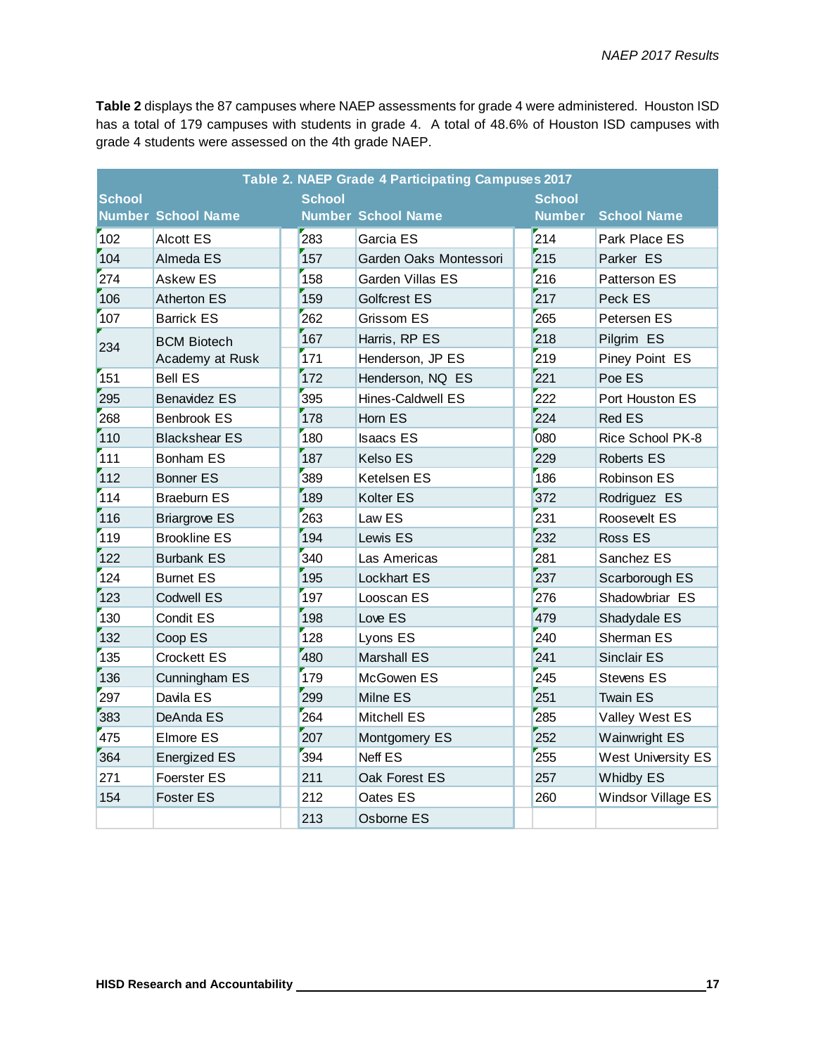**Table 2** displays the 87 campuses where NAEP assessments for grade 4 were administered. Houston ISD has a total of 179 campuses with students in grade 4. A total of 48.6% of Houston ISD campuses with grade 4 students were assessed on the 4th grade NAEP.

**Table 2. NAEP Grade 4 Participating Campuses 2017**

| School Number | School Name | School Number | School Name | School Number | School Name |
|---|---|---|---|---|---|
| 102 | Alcott ES | 283 | Garcia ES | 214 | Park Place ES |
| 104 | Almeda ES | 157 | Garden Oaks Montessori | 215 | Parker ES |
| 274 | Askew ES | 158 | Garden Villas ES | 216 | Patterson ES |
| 106 | Atherton ES | 159 | Golfcrest ES | 217 | Peck ES |
| 107 | Barrick ES | 262 | Grissom ES | 265 | Petersen ES |
| 234 | BCM Biotech Academy at Rusk | 167 | Harris, RP ES | 218 | Pilgrim ES |
| | | 171 | Henderson, JP ES | 219 | Piney Point ES |
| 151 | Bell ES | 172 | Henderson, NQ ES | 221 | Poe ES |
| 295 | Benavidez ES | 395 | Hines-Caldwell ES | 222 | Port Houston ES |
| 268 | Benbrook ES | 178 | Horn ES | 224 | Red ES |
| 110 | Blackshear ES | 180 | Isaacs ES | 080 | Rice School PK-8 |
| 111 | Bonham ES | 187 | Kelso ES | 229 | Roberts ES |
| 112 | Bonner ES | 389 | Ketelsen ES | 186 | Robinson ES |
| 114 | Braeburn ES | 189 | Kolter ES | 372 | Rodriguez ES |
| 116 | Briargrove ES | 263 | Law ES | 231 | Roosevelt ES |
| 119 | Brookline ES | 194 | Lewis ES | 232 | Ross ES |
| 122 | Burbank ES | 340 | Las Americas | 281 | Sanchez ES |
| 124 | Burnet ES | 195 | Lockhart ES | 237 | Scarborough ES |
| 123 | Codwell ES | 197 | Looscan ES | 276 | Shadowbriar ES |
| 130 | Condit ES | 198 | Love ES | 479 | Shadydale ES |
| 132 | Coop ES | 128 | Lyons ES | 240 | Sherman ES |
| 135 | Crockett ES | 480 | Marshall ES | 241 | Sinclair ES |
| 136 | Cunningham ES | 179 | McGowen ES | 245 | Stevens ES |
| 297 | Davila ES | 299 | Milne ES | 251 | Twain ES |
| 383 | DeAnda ES | 264 | Mitchell ES | 285 | Valley West ES |
| 475 | Elmore ES | 207 | Montgomery ES | 252 | Wainwright ES |
| 364 | Energized ES | 394 | Neff ES | 255 | West University ES |
| 271 | Foerster ES | 211 | Oak Forest ES | 257 | Whidby ES |
| 154 | Foster ES | 212 | Oates ES | 260 | Windsor Village ES |
| | | 213 | Osborne ES | | |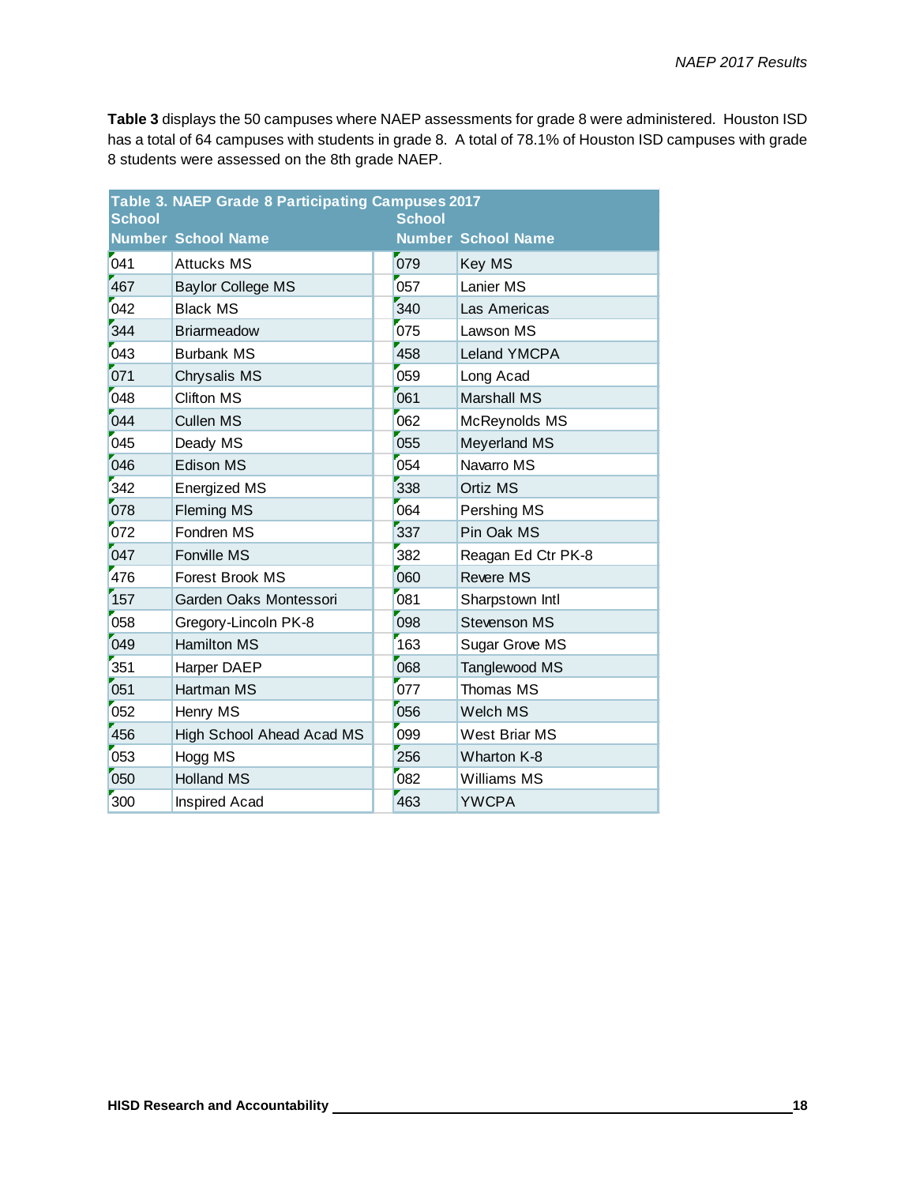**Table 3** displays the 50 campuses where NAEP assessments for grade 8 were administered. Houston ISD has a total of 64 campuses with students in grade 8. A total of 78.1% of Houston ISD campuses with grade 8 students were assessed on the 8th grade NAEP.

**Table 3. NAEP Grade 8 Participating Campuses 2017**

| School Number | School Name | School Number | School Name |
|---|---|---|---|
| 041 | Attucks MS | 079 | Key MS |
| 467 | Baylor College MS | 057 | Lanier MS |
| 042 | Black MS | 340 | Las Americas |
| 344 | Briarmeadow | 075 | Lawson MS |
| 043 | Burbank MS | 458 | Leland YMCPA |
| 071 | Chrysalis MS | 059 | Long Acad |
| 048 | Clifton MS | 061 | Marshall MS |
| 044 | Cullen MS | 062 | McReynolds MS |
| 045 | Deady MS | 055 | Meyerland MS |
| 046 | Edison MS | 054 | Navarro MS |
| 342 | Energized MS | 338 | Ortiz MS |
| 078 | Fleming MS | 064 | Pershing MS |
| 072 | Fondren MS | 337 | Pin Oak MS |
| 047 | Fonville MS | 382 | Reagan Ed Ctr PK-8 |
| 476 | Forest Brook MS | 060 | Revere MS |
| 157 | Garden Oaks Montessori | 081 | Sharpstown Intl |
| 058 | Gregory-Lincoln PK-8 | 098 | Stevenson MS |
| 049 | Hamilton MS | 163 | Sugar Grove MS |
| 351 | Harper DAEP | 068 | Tanglewood MS |
| 051 | Hartman MS | 077 | Thomas MS |
| 052 | Henry MS | 056 | Welch MS |
| 456 | High School Ahead Acad MS | 099 | West Briar MS |
| 053 | Hogg MS | 256 | Wharton K-8 |
| 050 | Holland MS | 082 | Williams MS |
| 300 | Inspired Acad | 463 | YWCPA |